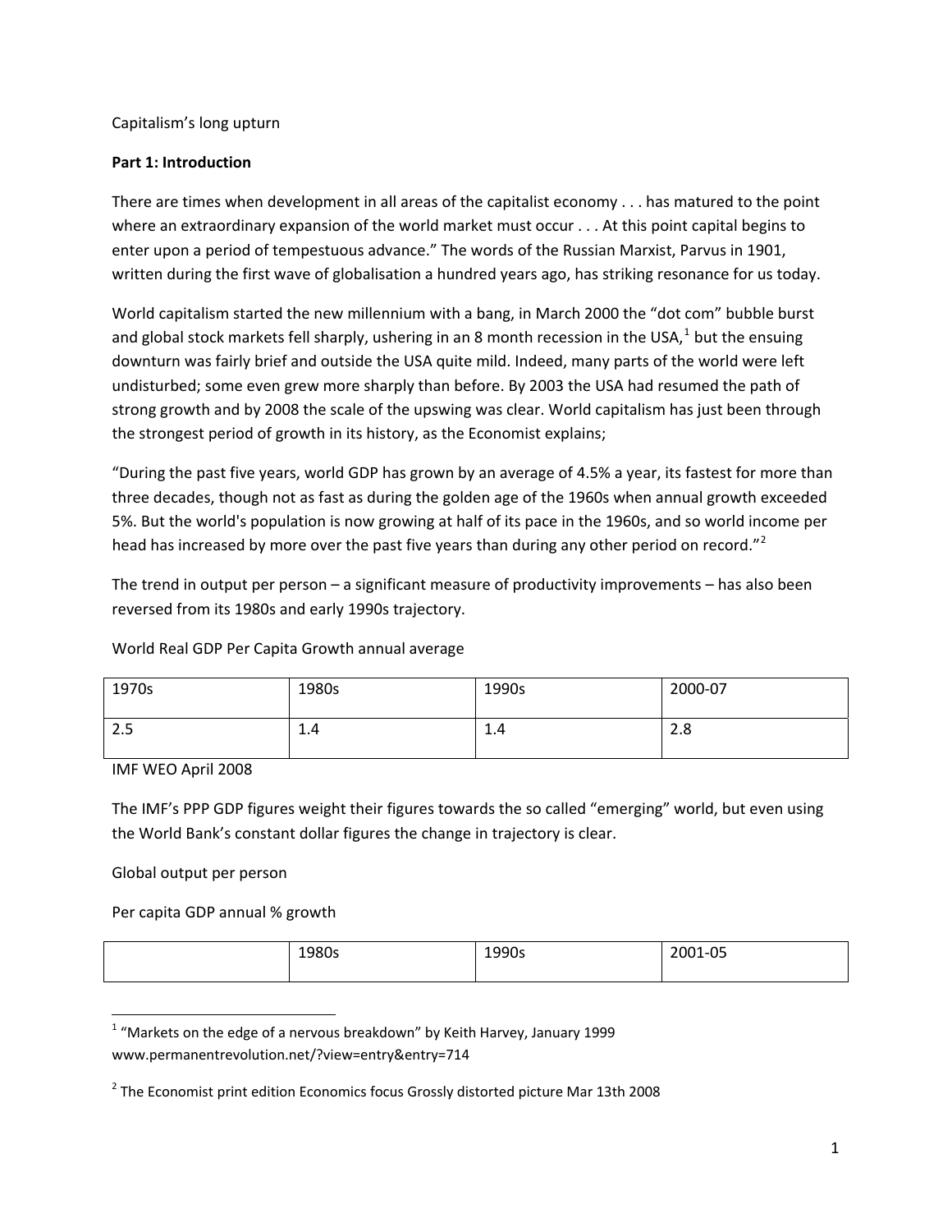Capitalism's long upturn

**Part 1: Introduction**

There are times when development in all areas of the capitalist economy . . . has matured to the point where an extraordinary expansion of the world market must occur . . . At this point capital begins to enter upon a period of tempestuous advance." The words of the Russian Marxist, Parvus in 1901, written during the first wave of globalisation a hundred years ago, has striking resonance for us today.

World capitalism started the new millennium with a bang, in March 2000 the "dot com" bubble burst and global stock markets fell sharply, ushering in an 8 month recession in the USA,[1] but the ensuing downturn was fairly brief and outside the USA quite mild. Indeed, many parts of the world were left undisturbed; some even grew more sharply than before. By 2003 the USA had resumed the path of strong growth and by 2008 the scale of the upswing was clear. World capitalism has just been through the strongest period of growth in its history, as the Economist explains;

"During the past five years, world GDP has grown by an average of 4.5% a year, its fastest for more than three decades, though not as fast as during the golden age of the 1960s when annual growth exceeded 5%. But the world's population is now growing at half of its pace in the 1960s, and so world income per head has increased by more over the past five years than during any other period on record."[2]

The trend in output per person – a significant measure of productivity improvements – has also been reversed from its 1980s and early 1990s trajectory.

World Real GDP Per Capita Growth annual average

| 1970s | 1980s | 1990s | 2000-07 |
|---|---|---|---|
| 2.5 | 1.4 | 1.4 | 2.8 |

IMF WEO April 2008

The IMF's PPP GDP figures weight their figures towards the so called "emerging" world, but even using the World Bank's constant dollar figures the change in trajectory is clear.

Global output per person

Per capita GDP annual % growth

| | 1980s | 1990s | 2001-05 |
|---|---|---|---|

[1] "Markets on the edge of a nervous breakdown" by Keith Harvey, January 1999 www.permanentrevolution.net/?view=entry&entry=714

[2] The Economist print edition Economics focus Grossly distorted picture Mar 13th 2008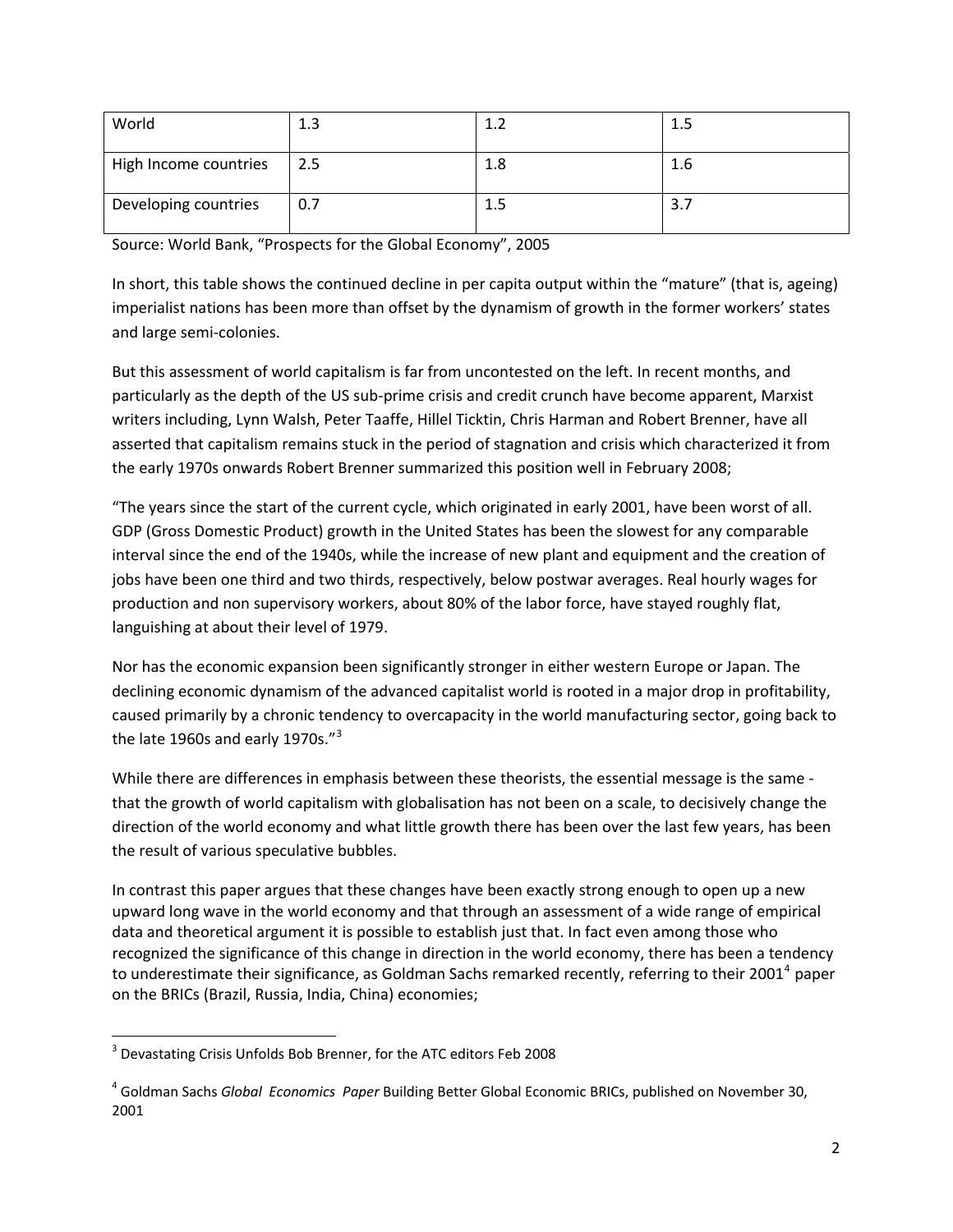| World | 1.3 | 1.2 | 1.5 |
|---|---|---|---|
| High Income countries | 2.5 | 1.8 | 1.6 |
| Developing countries | 0.7 | 1.5 | 3.7 |

Source: World Bank, "Prospects for the Global Economy", 2005

In short, this table shows the continued decline in per capita output within the "mature" (that is, ageing) imperialist nations has been more than offset by the dynamism of growth in the former workers' states and large semi-colonies.

But this assessment of world capitalism is far from uncontested on the left. In recent months, and particularly as the depth of the US sub-prime crisis and credit crunch have become apparent, Marxist writers including, Lynn Walsh, Peter Taaffe, Hillel Ticktin, Chris Harman and Robert Brenner, have all asserted that capitalism remains stuck in the period of stagnation and crisis which characterized it from the early 1970s onwards Robert Brenner summarized this position well in February 2008;

"The years since the start of the current cycle, which originated in early 2001, have been worst of all. GDP (Gross Domestic Product) growth in the United States has been the slowest for any comparable interval since the end of the 1940s, while the increase of new plant and equipment and the creation of jobs have been one third and two thirds, respectively, below postwar averages. Real hourly wages for production and non supervisory workers, about 80% of the labor force, have stayed roughly flat, languishing at about their level of 1979.

Nor has the economic expansion been significantly stronger in either western Europe or Japan. The declining economic dynamism of the advanced capitalist world is rooted in a major drop in profitability, caused primarily by a chronic tendency to overcapacity in the world manufacturing sector, going back to the late 1960s and early 1970s."[3]

While there are differences in emphasis between these theorists, the essential message is the same - that the growth of world capitalism with globalisation has not been on a scale, to decisively change the direction of the world economy and what little growth there has been over the last few years, has been the result of various speculative bubbles.

In contrast this paper argues that these changes have been exactly strong enough to open up a new upward long wave in the world economy and that through an assessment of a wide range of empirical data and theoretical argument it is possible to establish just that. In fact even among those who recognized the significance of this change in direction in the world economy, there has been a tendency to underestimate their significance, as Goldman Sachs remarked recently, referring to their 2001[4] paper on the BRICs (Brazil, Russia, India, China) economies;

---

[3] Devastating Crisis Unfolds Bob Brenner, for the ATC editors Feb 2008

[4] Goldman Sachs *Global Economics Paper* Building Better Global Economic BRICs, published on November 30, 2001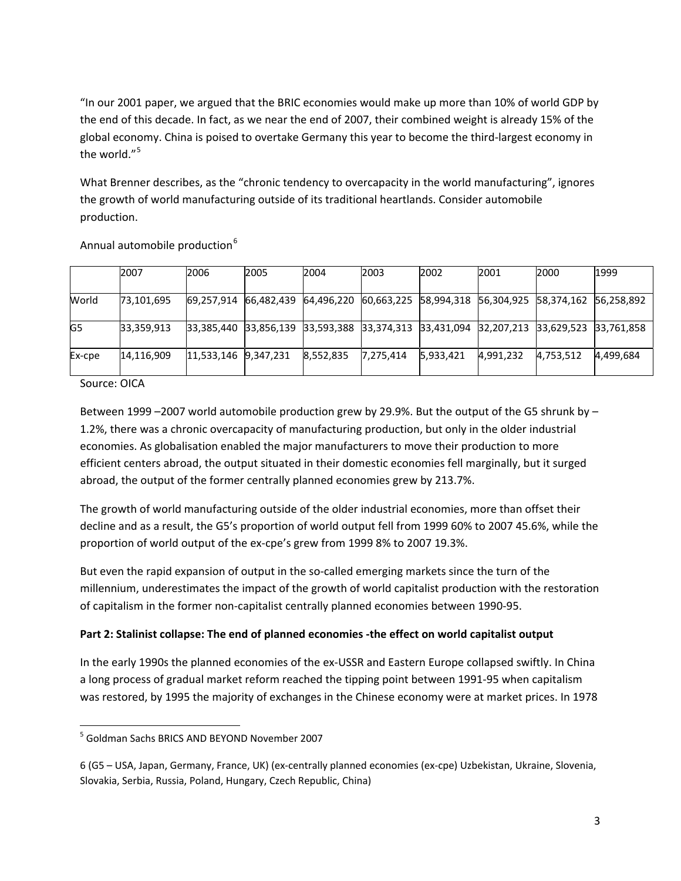"In our 2001 paper, we argued that the BRIC economies would make up more than 10% of world GDP by the end of this decade. In fact, as we near the end of 2007, their combined weight is already 15% of the global economy. China is poised to overtake Germany this year to become the third-largest economy in the world."[5]

What Brenner describes, as the "chronic tendency to overcapacity in the world manufacturing", ignores the growth of world manufacturing outside of its traditional heartlands. Consider automobile production.

Annual automobile production[6]

| | 2007 | 2006 | 2005 | 2004 | 2003 | 2002 | 2001 | 2000 | 1999 |
|---|---|---|---|---|---|---|---|---|---|
| World | 73,101,695 | 69,257,914 | 66,482,439 | 64,496,220 | 60,663,225 | 58,994,318 | 56,304,925 | 58,374,162 | 56,258,892 |
| G5 | 33,359,913 | 33,385,440 | 33,856,139 | 33,593,388 | 33,374,313 | 33,431,094 | 32,207,213 | 33,629,523 | 33,761,858 |
| Ex-cpe | 14,116,909 | 11,533,146 | 9,347,231 | 8,552,835 | 7,275,414 | 5,933,421 | 4,991,232 | 4,753,512 | 4,499,684 |

Source: OICA

Between 1999 –2007 world automobile production grew by 29.9%. But the output of the G5 shrunk by –1.2%, there was a chronic overcapacity of manufacturing production, but only in the older industrial economies. As globalisation enabled the major manufacturers to move their production to more efficient centers abroad, the output situated in their domestic economies fell marginally, but it surged abroad, the output of the former centrally planned economies grew by 213.7%.

The growth of world manufacturing outside of the older industrial economies, more than offset their decline and as a result, the G5's proportion of world output fell from 1999 60% to 2007 45.6%, while the proportion of world output of the ex-cpe's grew from 1999 8% to 2007 19.3%.

But even the rapid expansion of output in the so-called emerging markets since the turn of the millennium, underestimates the impact of the growth of world capitalist production with the restoration of capitalism in the former non-capitalist centrally planned economies between 1990-95.

**Part 2: Stalinist collapse: The end of planned economies -the effect on world capitalist output**

In the early 1990s the planned economies of the ex-USSR and Eastern Europe collapsed swiftly. In China a long process of gradual market reform reached the tipping point between 1991-95 when capitalism was restored, by 1995 the majority of exchanges in the Chinese economy were at market prices. In 1978

---

[5] Goldman Sachs BRICS AND BEYOND November 2007

6 (G5 – USA, Japan, Germany, France, UK) (ex-centrally planned economies (ex-cpe) Uzbekistan, Ukraine, Slovenia, Slovakia, Serbia, Russia, Poland, Hungary, Czech Republic, China)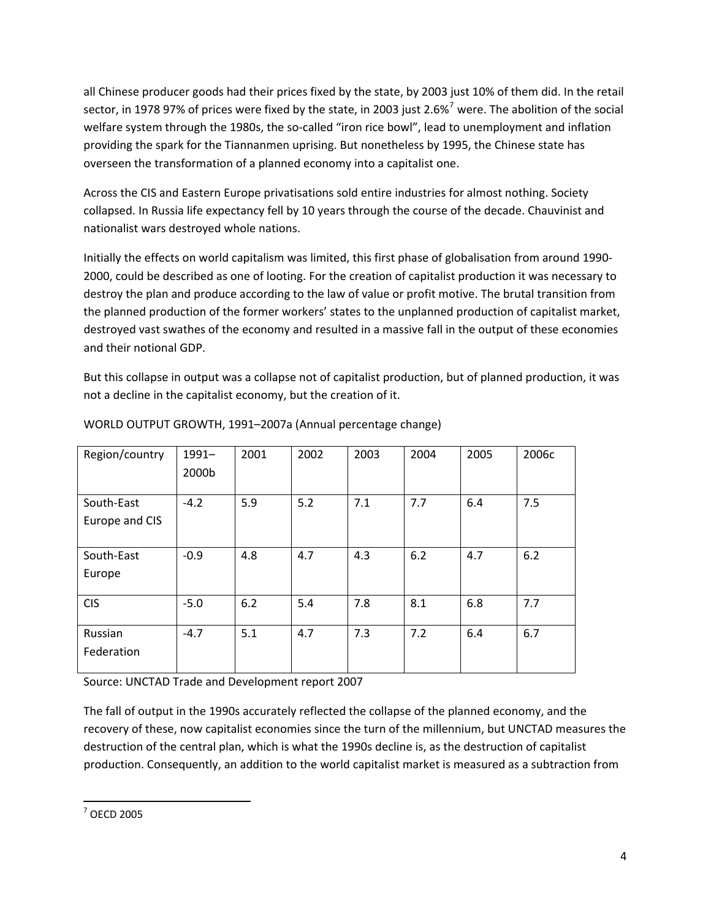all Chinese producer goods had their prices fixed by the state, by 2003 just 10% of them did. In the retail sector, in 1978 97% of prices were fixed by the state, in 2003 just 2.6%[7] were. The abolition of the social welfare system through the 1980s, the so-called "iron rice bowl", lead to unemployment and inflation providing the spark for the Tiannanmen uprising. But nonetheless by 1995, the Chinese state has overseen the transformation of a planned economy into a capitalist one.

Across the CIS and Eastern Europe privatisations sold entire industries for almost nothing. Society collapsed. In Russia life expectancy fell by 10 years through the course of the decade. Chauvinist and nationalist wars destroyed whole nations.

Initially the effects on world capitalism was limited, this first phase of globalisation from around 1990-2000, could be described as one of looting. For the creation of capitalist production it was necessary to destroy the plan and produce according to the law of value or profit motive. The brutal transition from the planned production of the former workers' states to the unplanned production of capitalist market, destroyed vast swathes of the economy and resulted in a massive fall in the output of these economies and their notional GDP.

But this collapse in output was a collapse not of capitalist production, but of planned production, it was not a decline in the capitalist economy, but the creation of it.

WORLD OUTPUT GROWTH, 1991–2007a (Annual percentage change)

| Region/country | 1991–2000b | 2001 | 2002 | 2003 | 2004 | 2005 | 2006c |
|---|---|---|---|---|---|---|---|
| South-East Europe and CIS | -4.2 | 5.9 | 5.2 | 7.1 | 7.7 | 6.4 | 7.5 |
| South-East Europe | -0.9 | 4.8 | 4.7 | 4.3 | 6.2 | 4.7 | 6.2 |
| CIS | -5.0 | 6.2 | 5.4 | 7.8 | 8.1 | 6.8 | 7.7 |
| Russian Federation | -4.7 | 5.1 | 4.7 | 7.3 | 7.2 | 6.4 | 6.7 |

Source: UNCTAD Trade and Development report 2007

The fall of output in the 1990s accurately reflected the collapse of the planned economy, and the recovery of these, now capitalist economies since the turn of the millennium, but UNCTAD measures the destruction of the central plan, which is what the 1990s decline is, as the destruction of capitalist production. Consequently, an addition to the world capitalist market is measured as a subtraction from

[7] OECD 2005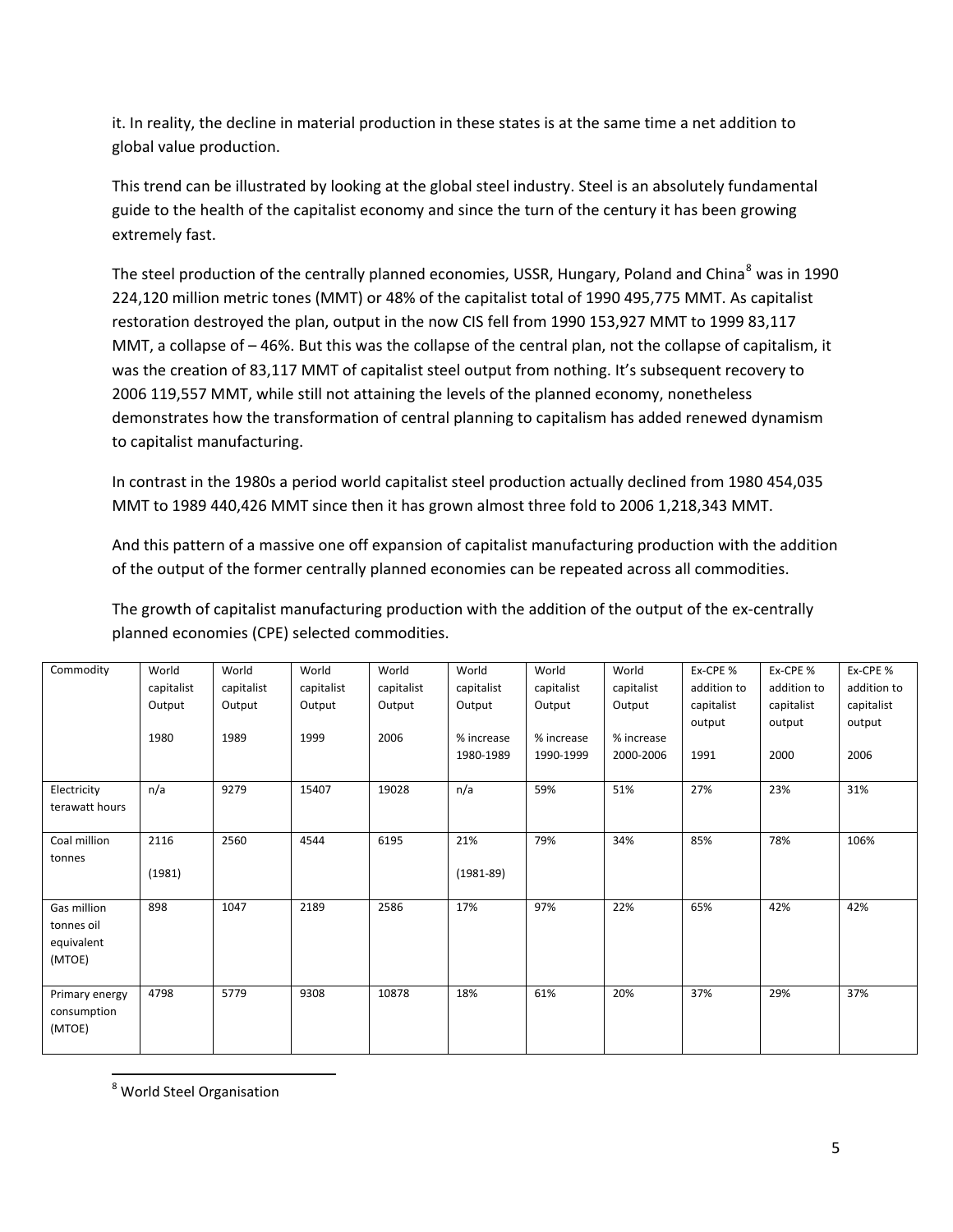it. In reality, the decline in material production in these states is at the same time a net addition to global value production.

This trend can be illustrated by looking at the global steel industry. Steel is an absolutely fundamental guide to the health of the capitalist economy and since the turn of the century it has been growing extremely fast.

The steel production of the centrally planned economies, USSR, Hungary, Poland and China[8] was in 1990 224,120 million metric tones (MMT) or 48% of the capitalist total of 1990 495,775 MMT. As capitalist restoration destroyed the plan, output in the now CIS fell from 1990 153,927 MMT to 1999 83,117 MMT, a collapse of – 46%. But this was the collapse of the central plan, not the collapse of capitalism, it was the creation of 83,117 MMT of capitalist steel output from nothing. It's subsequent recovery to 2006 119,557 MMT, while still not attaining the levels of the planned economy, nonetheless demonstrates how the transformation of central planning to capitalism has added renewed dynamism to capitalist manufacturing.

In contrast in the 1980s a period world capitalist steel production actually declined from 1980 454,035 MMT to 1989 440,426 MMT since then it has grown almost three fold to 2006 1,218,343 MMT.

And this pattern of a massive one off expansion of capitalist manufacturing production with the addition of the output of the former centrally planned economies can be repeated across all commodities.

The growth of capitalist manufacturing production with the addition of the output of the ex-centrally planned economies (CPE) selected commodities.

| Commodity | World capitalist Output 1980 | World capitalist Output 1989 | World capitalist Output 1999 | World capitalist Output 2006 | World capitalist Output % increase 1980-1989 | World capitalist Output % increase 1990-1999 | World capitalist Output % increase 2000-2006 | Ex-CPE % addition to capitalist output 1991 | Ex-CPE % addition to capitalist output 2000 | Ex-CPE % addition to capitalist output 2006 |
|---|---|---|---|---|---|---|---|---|---|---|
| Electricity terawatt hours | n/a | 9279 | 15407 | 19028 | n/a | 59% | 51% | 27% | 23% | 31% |
| Coal million tonnes | 2116 (1981) | 2560 | 4544 | 6195 | 21% (1981-89) | 79% | 34% | 85% | 78% | 106% |
| Gas million tonnes oil equivalent (MTOE) | 898 | 1047 | 2189 | 2586 | 17% | 97% | 22% | 65% | 42% | 42% |
| Primary energy consumption (MTOE) | 4798 | 5779 | 9308 | 10878 | 18% | 61% | 20% | 37% | 29% | 37% |

[8] World Steel Organisation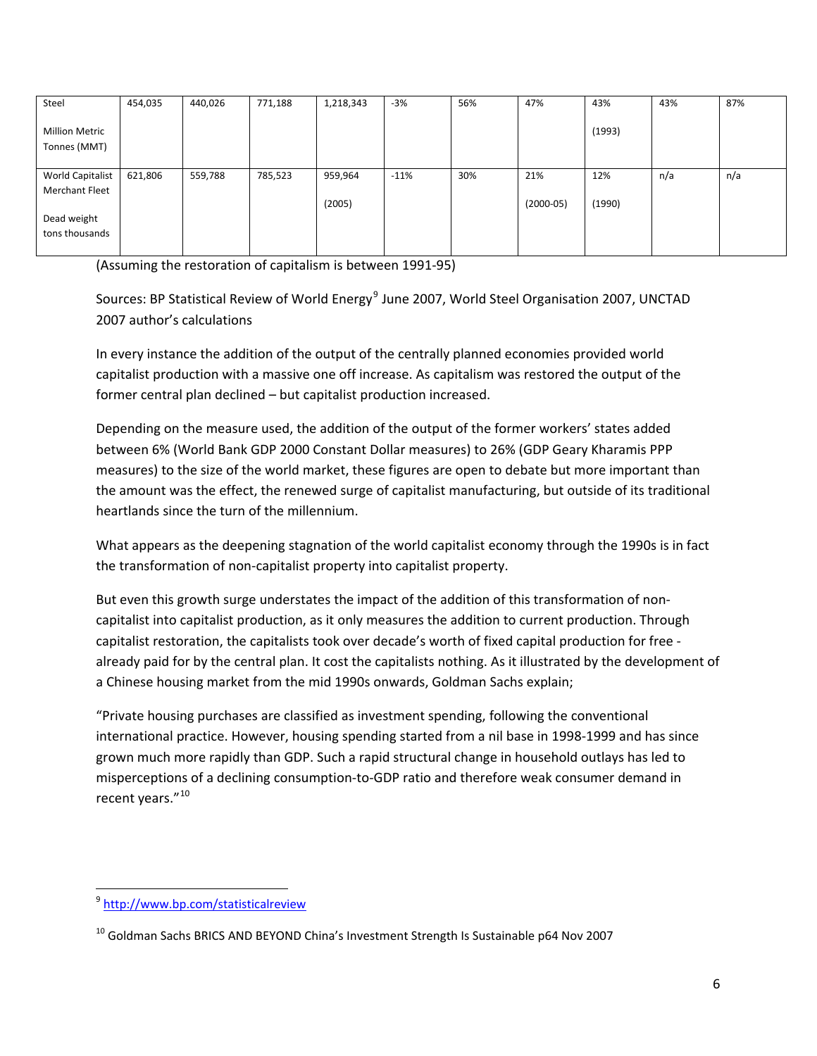| | | | | | | | | | | |
|---|---|---|---|---|---|---|---|---|---|---|
| Steel<br><br>Million Metric Tonnes (MMT) | 454,035 | 440,026 | 771,188 | 1,218,343 | -3% | 56% | 47% | 43%<br><br>(1993) | 43% | 87% |
| World Capitalist Merchant Fleet<br><br>Dead weight tons thousands | 621,806 | 559,788 | 785,523 | 959,964<br><br>(2005) | -11% | 30% | 21%<br><br>(2000-05) | 12%<br><br>(1990) | n/a | n/a |

(Assuming the restoration of capitalism is between 1991-95)

Sources: BP Statistical Review of World Energy[9] June 2007, World Steel Organisation 2007, UNCTAD 2007 author's calculations

In every instance the addition of the output of the centrally planned economies provided world capitalist production with a massive one off increase. As capitalism was restored the output of the former central plan declined – but capitalist production increased.

Depending on the measure used, the addition of the output of the former workers' states added between 6% (World Bank GDP 2000 Constant Dollar measures) to 26% (GDP Geary Kharamis PPP measures) to the size of the world market, these figures are open to debate but more important than the amount was the effect, the renewed surge of capitalist manufacturing, but outside of its traditional heartlands since the turn of the millennium.

What appears as the deepening stagnation of the world capitalist economy through the 1990s is in fact the transformation of non-capitalist property into capitalist property.

But even this growth surge understates the impact of the addition of this transformation of non-capitalist into capitalist production, as it only measures the addition to current production. Through capitalist restoration, the capitalists took over decade's worth of fixed capital production for free - already paid for by the central plan. It cost the capitalists nothing. As it illustrated by the development of a Chinese housing market from the mid 1990s onwards, Goldman Sachs explain;

"Private housing purchases are classified as investment spending, following the conventional international practice. However, housing spending started from a nil base in 1998-1999 and has since grown much more rapidly than GDP. Such a rapid structural change in household outlays has led to misperceptions of a declining consumption-to-GDP ratio and therefore weak consumer demand in recent years."[10]

---

[9] http://www.bp.com/statisticalreview

[10] Goldman Sachs BRICS AND BEYOND China's Investment Strength Is Sustainable p64 Nov 2007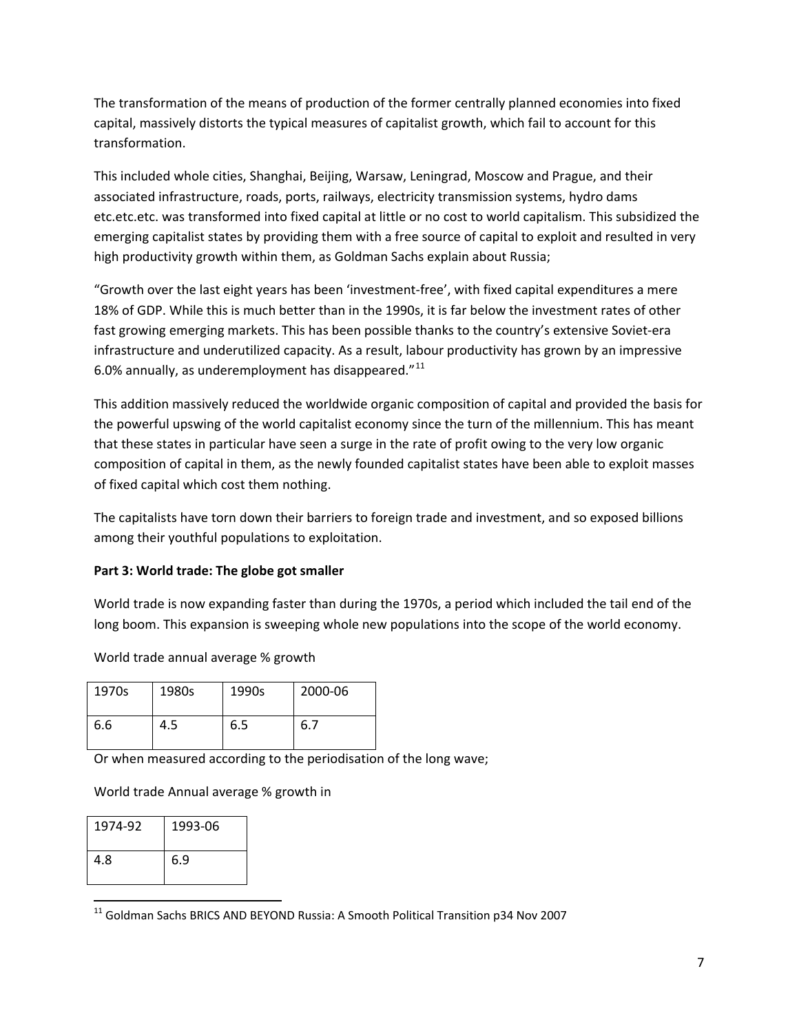The transformation of the means of production of the former centrally planned economies into fixed capital, massively distorts the typical measures of capitalist growth, which fail to account for this transformation.

This included whole cities, Shanghai, Beijing, Warsaw, Leningrad, Moscow and Prague, and their associated infrastructure, roads, ports, railways, electricity transmission systems, hydro dams etc.etc.etc. was transformed into fixed capital at little or no cost to world capitalism. This subsidized the emerging capitalist states by providing them with a free source of capital to exploit and resulted in very high productivity growth within them, as Goldman Sachs explain about Russia;

"Growth over the last eight years has been 'investment-free', with fixed capital expenditures a mere 18% of GDP. While this is much better than in the 1990s, it is far below the investment rates of other fast growing emerging markets. This has been possible thanks to the country's extensive Soviet-era infrastructure and underutilized capacity. As a result, labour productivity has grown by an impressive 6.0% annually, as underemployment has disappeared."[11]

This addition massively reduced the worldwide organic composition of capital and provided the basis for the powerful upswing of the world capitalist economy since the turn of the millennium. This has meant that these states in particular have seen a surge in the rate of profit owing to the very low organic composition of capital in them, as the newly founded capitalist states have been able to exploit masses of fixed capital which cost them nothing.

The capitalists have torn down their barriers to foreign trade and investment, and so exposed billions among their youthful populations to exploitation.

**Part 3: World trade: The globe got smaller**

World trade is now expanding faster than during the 1970s, a period which included the tail end of the long boom. This expansion is sweeping whole new populations into the scope of the world economy.

World trade annual average % growth

| 1970s | 1980s | 1990s | 2000-06 |
|---|---|---|---|
| 6.6 | 4.5 | 6.5 | 6.7 |

Or when measured according to the periodisation of the long wave;

World trade Annual average % growth in

| 1974-92 | 1993-06 |
|---|---|
| 4.8 | 6.9 |

[11] Goldman Sachs BRICS AND BEYOND Russia: A Smooth Political Transition p34 Nov 2007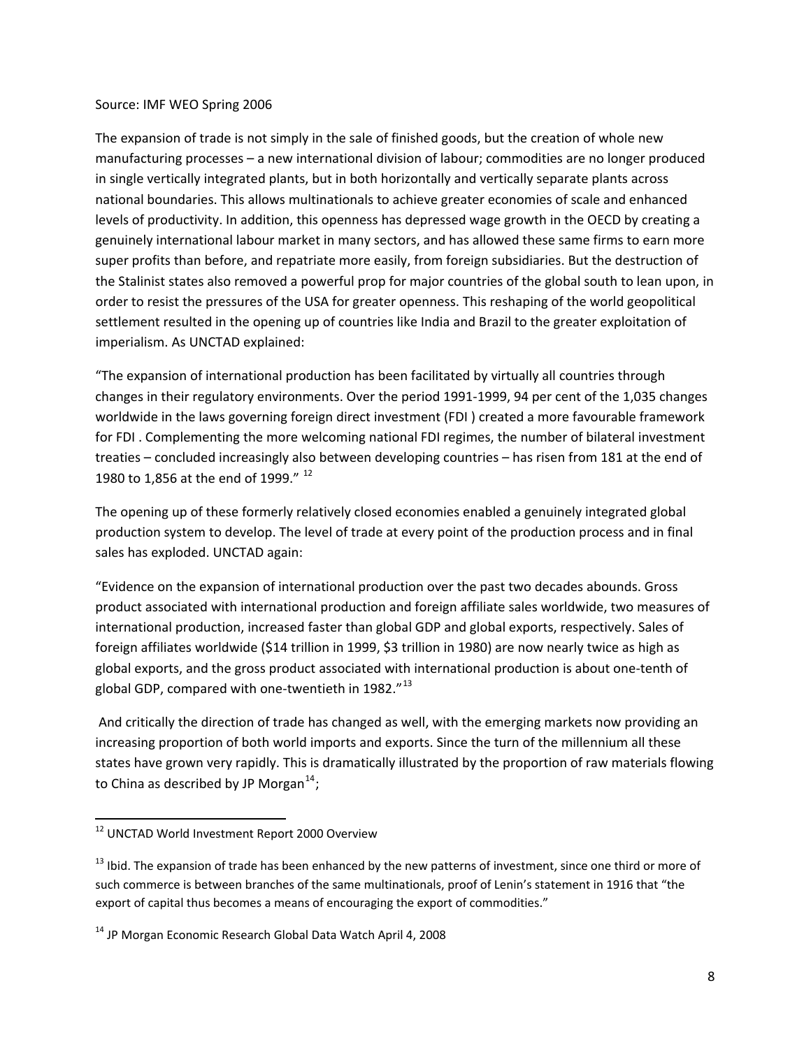Source: IMF WEO Spring 2006

The expansion of trade is not simply in the sale of finished goods, but the creation of whole new manufacturing processes – a new international division of labour; commodities are no longer produced in single vertically integrated plants, but in both horizontally and vertically separate plants across national boundaries. This allows multinationals to achieve greater economies of scale and enhanced levels of productivity. In addition, this openness has depressed wage growth in the OECD by creating a genuinely international labour market in many sectors, and has allowed these same firms to earn more super profits than before, and repatriate more easily, from foreign subsidiaries. But the destruction of the Stalinist states also removed a powerful prop for major countries of the global south to lean upon, in order to resist the pressures of the USA for greater openness. This reshaping of the world geopolitical settlement resulted in the opening up of countries like India and Brazil to the greater exploitation of imperialism. As UNCTAD explained:

"The expansion of international production has been facilitated by virtually all countries through changes in their regulatory environments. Over the period 1991-1999, 94 per cent of the 1,035 changes worldwide in the laws governing foreign direct investment (FDI ) created a more favourable framework for FDI . Complementing the more welcoming national FDI regimes, the number of bilateral investment treaties – concluded increasingly also between developing countries – has risen from 181 at the end of 1980 to 1,856 at the end of 1999." [12]

The opening up of these formerly relatively closed economies enabled a genuinely integrated global production system to develop. The level of trade at every point of the production process and in final sales has exploded. UNCTAD again:

"Evidence on the expansion of international production over the past two decades abounds. Gross product associated with international production and foreign affiliate sales worldwide, two measures of international production, increased faster than global GDP and global exports, respectively. Sales of foreign affiliates worldwide ($14 trillion in 1999, $3 trillion in 1980) are now nearly twice as high as global exports, and the gross product associated with international production is about one-tenth of global GDP, compared with one-twentieth in 1982."[13]

And critically the direction of trade has changed as well, with the emerging markets now providing an increasing proportion of both world imports and exports. Since the turn of the millennium all these states have grown very rapidly. This is dramatically illustrated by the proportion of raw materials flowing to China as described by JP Morgan[14];

---

[12] UNCTAD World Investment Report 2000 Overview

[13] Ibid. The expansion of trade has been enhanced by the new patterns of investment, since one third or more of such commerce is between branches of the same multinationals, proof of Lenin's statement in 1916 that "the export of capital thus becomes a means of encouraging the export of commodities."

[14] JP Morgan Economic Research Global Data Watch April 4, 2008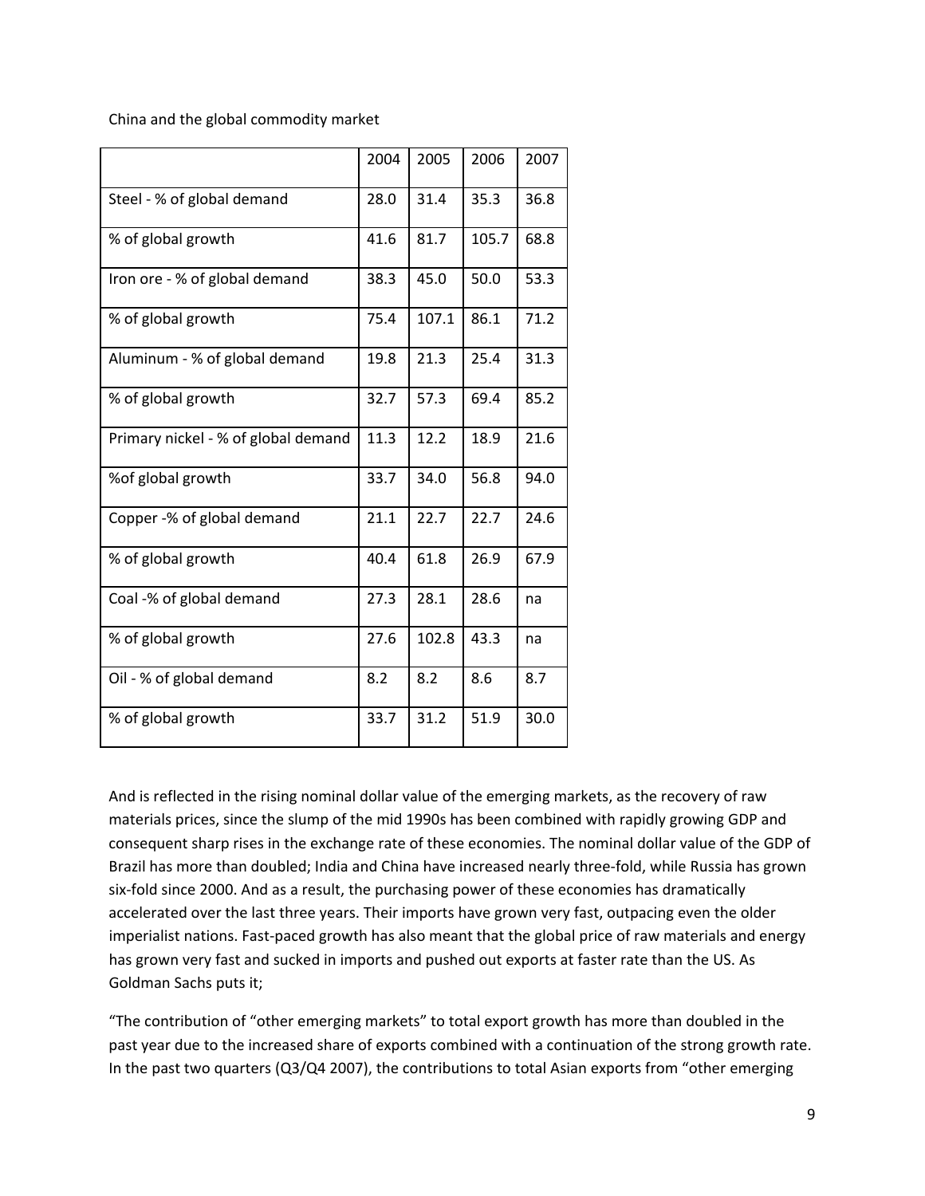China and the global commodity market

| | 2004 | 2005 | 2006 | 2007 |
|---|---|---|---|---|
| Steel - % of global demand | 28.0 | 31.4 | 35.3 | 36.8 |
| % of global growth | 41.6 | 81.7 | 105.7 | 68.8 |
| Iron ore - % of global demand | 38.3 | 45.0 | 50.0 | 53.3 |
| % of global growth | 75.4 | 107.1 | 86.1 | 71.2 |
| Aluminum - % of global demand | 19.8 | 21.3 | 25.4 | 31.3 |
| % of global growth | 32.7 | 57.3 | 69.4 | 85.2 |
| Primary nickel - % of global demand | 11.3 | 12.2 | 18.9 | 21.6 |
| %of global growth | 33.7 | 34.0 | 56.8 | 94.0 |
| Copper -% of global demand | 21.1 | 22.7 | 22.7 | 24.6 |
| % of global growth | 40.4 | 61.8 | 26.9 | 67.9 |
| Coal -% of global demand | 27.3 | 28.1 | 28.6 | na |
| % of global growth | 27.6 | 102.8 | 43.3 | na |
| Oil - % of global demand | 8.2 | 8.2 | 8.6 | 8.7 |
| % of global growth | 33.7 | 31.2 | 51.9 | 30.0 |

And is reflected in the rising nominal dollar value of the emerging markets, as the recovery of raw materials prices, since the slump of the mid 1990s has been combined with rapidly growing GDP and consequent sharp rises in the exchange rate of these economies. The nominal dollar value of the GDP of Brazil has more than doubled; India and China have increased nearly three-fold, while Russia has grown six-fold since 2000. And as a result, the purchasing power of these economies has dramatically accelerated over the last three years. Their imports have grown very fast, outpacing even the older imperialist nations. Fast-paced growth has also meant that the global price of raw materials and energy has grown very fast and sucked in imports and pushed out exports at faster rate than the US. As Goldman Sachs puts it;

"The contribution of "other emerging markets" to total export growth has more than doubled in the past year due to the increased share of exports combined with a continuation of the strong growth rate. In the past two quarters (Q3/Q4 2007), the contributions to total Asian exports from "other emerging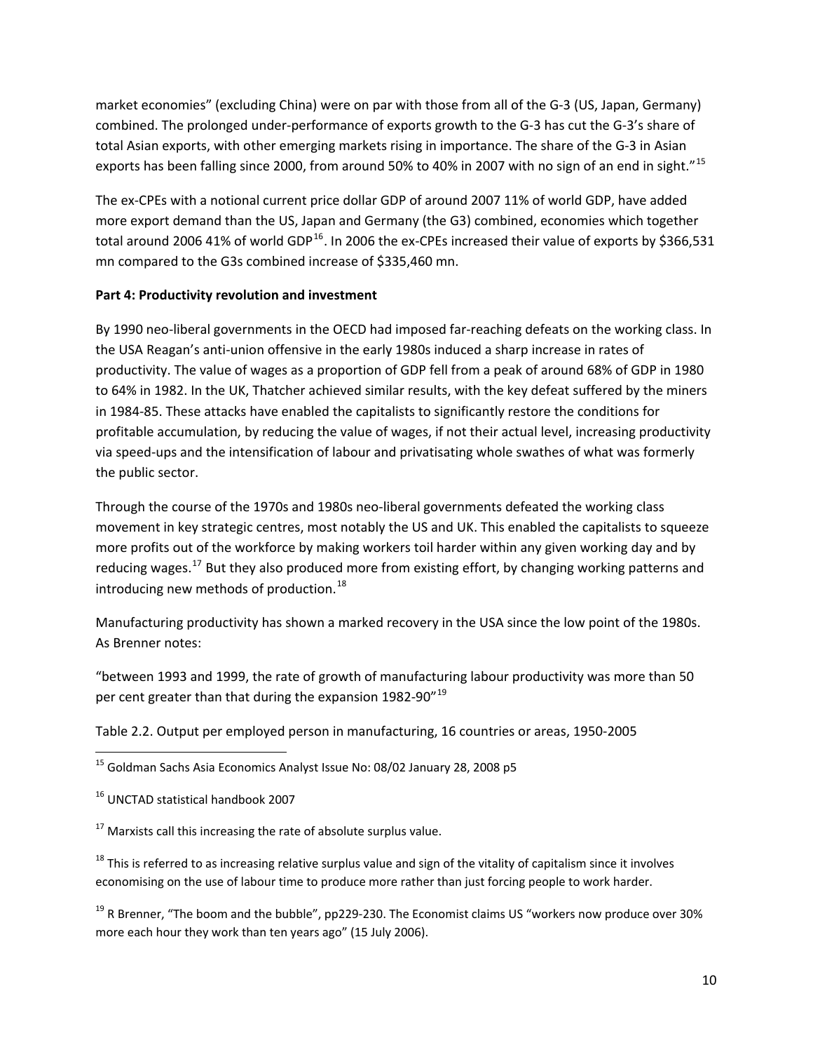market economies" (excluding China) were on par with those from all of the G-3 (US, Japan, Germany) combined. The prolonged under-performance of exports growth to the G-3 has cut the G-3's share of total Asian exports, with other emerging markets rising in importance. The share of the G-3 in Asian exports has been falling since 2000, from around 50% to 40% in 2007 with no sign of an end in sight."[15]

The ex-CPEs with a notional current price dollar GDP of around 2007 11% of world GDP, have added more export demand than the US, Japan and Germany (the G3) combined, economies which together total around 2006 41% of world GDP[16]. In 2006 the ex-CPEs increased their value of exports by $366,531 mn compared to the G3s combined increase of $335,460 mn.

**Part 4: Productivity revolution and investment**

By 1990 neo-liberal governments in the OECD had imposed far-reaching defeats on the working class. In the USA Reagan's anti-union offensive in the early 1980s induced a sharp increase in rates of productivity. The value of wages as a proportion of GDP fell from a peak of around 68% of GDP in 1980 to 64% in 1982. In the UK, Thatcher achieved similar results, with the key defeat suffered by the miners in 1984-85. These attacks have enabled the capitalists to significantly restore the conditions for profitable accumulation, by reducing the value of wages, if not their actual level, increasing productivity via speed-ups and the intensification of labour and privatisating whole swathes of what was formerly the public sector.

Through the course of the 1970s and 1980s neo-liberal governments defeated the working class movement in key strategic centres, most notably the US and UK. This enabled the capitalists to squeeze more profits out of the workforce by making workers toil harder within any given working day and by reducing wages.[17] But they also produced more from existing effort, by changing working patterns and introducing new methods of production.[18]

Manufacturing productivity has shown a marked recovery in the USA since the low point of the 1980s. As Brenner notes:

"between 1993 and 1999, the rate of growth of manufacturing labour productivity was more than 50 per cent greater than that during the expansion 1982-90"[19]

Table 2.2. Output per employed person in manufacturing, 16 countries or areas, 1950-2005

---

[15] Goldman Sachs Asia Economics Analyst Issue No: 08/02 January 28, 2008 p5

[16] UNCTAD statistical handbook 2007

[17] Marxists call this increasing the rate of absolute surplus value.

[18] This is referred to as increasing relative surplus value and sign of the vitality of capitalism since it involves economising on the use of labour time to produce more rather than just forcing people to work harder.

[19] R Brenner, "The boom and the bubble", pp229-230. The Economist claims US "workers now produce over 30% more each hour they work than ten years ago" (15 July 2006).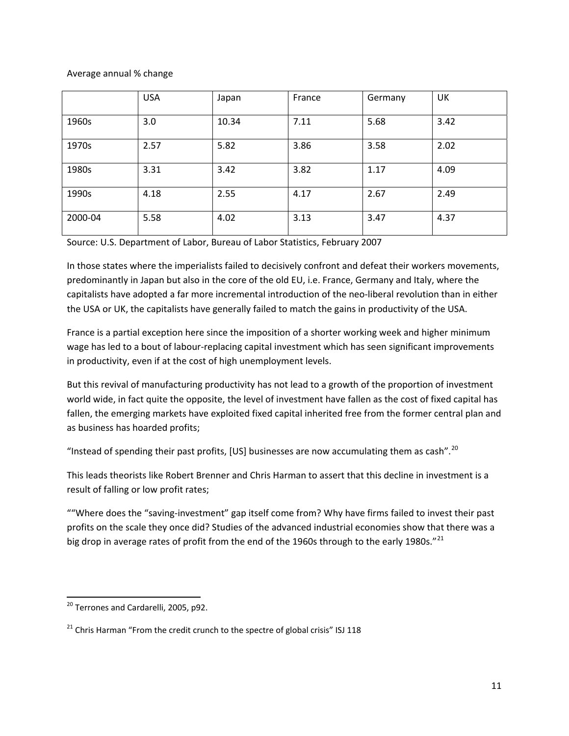Average annual % change

| | USA | Japan | France | Germany | UK |
|---|---|---|---|---|---|
| 1960s | 3.0 | 10.34 | 7.11 | 5.68 | 3.42 |
| 1970s | 2.57 | 5.82 | 3.86 | 3.58 | 2.02 |
| 1980s | 3.31 | 3.42 | 3.82 | 1.17 | 4.09 |
| 1990s | 4.18 | 2.55 | 4.17 | 2.67 | 2.49 |
| 2000-04 | 5.58 | 4.02 | 3.13 | 3.47 | 4.37 |

Source: U.S. Department of Labor, Bureau of Labor Statistics, February 2007

In those states where the imperialists failed to decisively confront and defeat their workers movements, predominantly in Japan but also in the core of the old EU, i.e. France, Germany and Italy, where the capitalists have adopted a far more incremental introduction of the neo-liberal revolution than in either the USA or UK, the capitalists have generally failed to match the gains in productivity of the USA.

France is a partial exception here since the imposition of a shorter working week and higher minimum wage has led to a bout of labour-replacing capital investment which has seen significant improvements in productivity, even if at the cost of high unemployment levels.

But this revival of manufacturing productivity has not lead to a growth of the proportion of investment world wide, in fact quite the opposite, the level of investment have fallen as the cost of fixed capital has fallen, the emerging markets have exploited fixed capital inherited free from the former central plan and as business has hoarded profits;

"Instead of spending their past profits, [US] businesses are now accumulating them as cash".[20]

This leads theorists like Robert Brenner and Chris Harman to assert that this decline in investment is a result of falling or low profit rates;

""Where does the "saving-investment" gap itself come from? Why have firms failed to invest their past profits on the scale they once did? Studies of the advanced industrial economies show that there was a big drop in average rates of profit from the end of the 1960s through to the early 1980s."[21]

---

[20] Terrones and Cardarelli, 2005, p92.

[21] Chris Harman "From the credit crunch to the spectre of global crisis" ISJ 118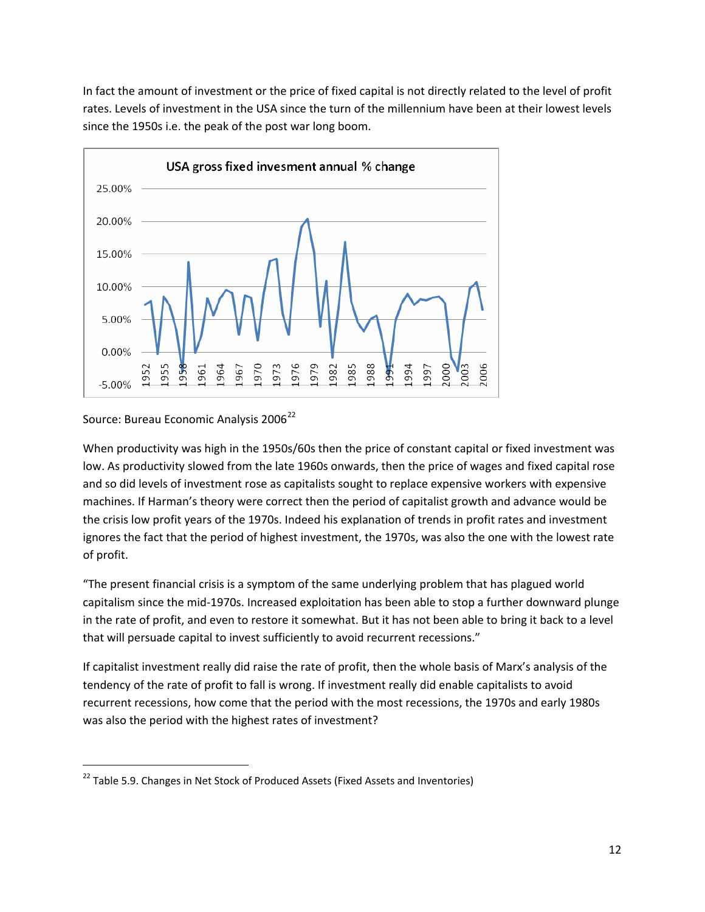In fact the amount of investment or the price of fixed capital is not directly related to the level of profit rates. Levels of investment in the USA since the turn of the millennium have been at their lowest levels since the 1950s i.e. the peak of the post war long boom.

USA gross fixed invesment annual % change

Source: Bureau Economic Analysis 2006[22]

When productivity was high in the 1950s/60s then the price of constant capital or fixed investment was low. As productivity slowed from the late 1960s onwards, then the price of wages and fixed capital rose and so did levels of investment rose as capitalists sought to replace expensive workers with expensive machines. If Harman's theory were correct then the period of capitalist growth and advance would be the crisis low profit years of the 1970s. Indeed his explanation of trends in profit rates and investment ignores the fact that the period of highest investment, the 1970s, was also the one with the lowest rate of profit.

"The present financial crisis is a symptom of the same underlying problem that has plagued world capitalism since the mid-1970s. Increased exploitation has been able to stop a further downward plunge in the rate of profit, and even to restore it somewhat. But it has not been able to bring it back to a level that will persuade capital to invest sufficiently to avoid recurrent recessions."

If capitalist investment really did raise the rate of profit, then the whole basis of Marx's analysis of the tendency of the rate of profit to fall is wrong. If investment really did enable capitalists to avoid recurrent recessions, how come that the period with the most recessions, the 1970s and early 1980s was also the period with the highest rates of investment?

[22] Table 5.9. Changes in Net Stock of Produced Assets (Fixed Assets and Inventories)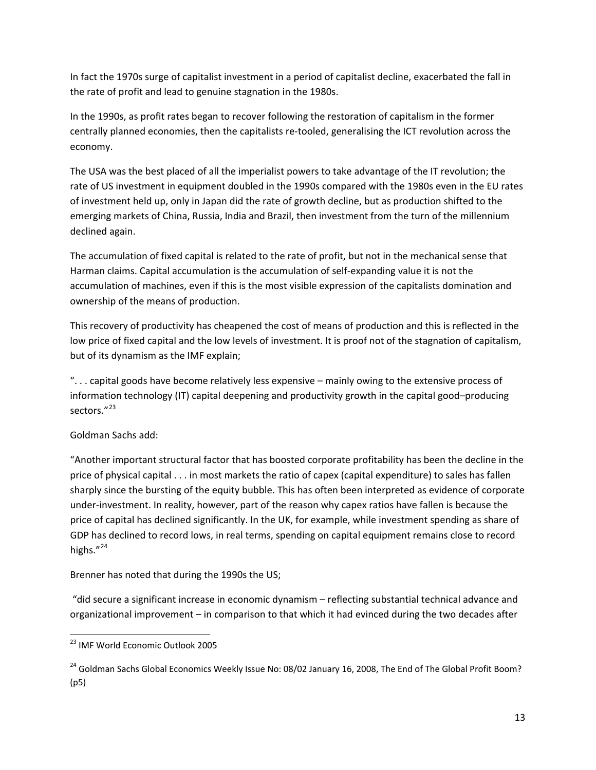In fact the 1970s surge of capitalist investment in a period of capitalist decline, exacerbated the fall in the rate of profit and lead to genuine stagnation in the 1980s.

In the 1990s, as profit rates began to recover following the restoration of capitalism in the former centrally planned economies, then the capitalists re-tooled, generalising the ICT revolution across the economy.

The USA was the best placed of all the imperialist powers to take advantage of the IT revolution; the rate of US investment in equipment doubled in the 1990s compared with the 1980s even in the EU rates of investment held up, only in Japan did the rate of growth decline, but as production shifted to the emerging markets of China, Russia, India and Brazil, then investment from the turn of the millennium declined again.

The accumulation of fixed capital is related to the rate of profit, but not in the mechanical sense that Harman claims. Capital accumulation is the accumulation of self-expanding value it is not the accumulation of machines, even if this is the most visible expression of the capitalists domination and ownership of the means of production.

This recovery of productivity has cheapened the cost of means of production and this is reflected in the low price of fixed capital and the low levels of investment. It is proof not of the stagnation of capitalism, but of its dynamism as the IMF explain;

". . . capital goods have become relatively less expensive – mainly owing to the extensive process of information technology (IT) capital deepening and productivity growth in the capital good–producing sectors."[23]

Goldman Sachs add:

"Another important structural factor that has boosted corporate profitability has been the decline in the price of physical capital . . . in most markets the ratio of capex (capital expenditure) to sales has fallen sharply since the bursting of the equity bubble. This has often been interpreted as evidence of corporate under-investment. In reality, however, part of the reason why capex ratios have fallen is because the price of capital has declined significantly. In the UK, for example, while investment spending as share of GDP has declined to record lows, in real terms, spending on capital equipment remains close to record highs."[24]

Brenner has noted that during the 1990s the US;

"did secure a significant increase in economic dynamism – reflecting substantial technical advance and organizational improvement – in comparison to that which it had evinced during the two decades after

---

[23] IMF World Economic Outlook 2005

[24] Goldman Sachs Global Economics Weekly Issue No: 08/02 January 16, 2008, The End of The Global Profit Boom? (p5)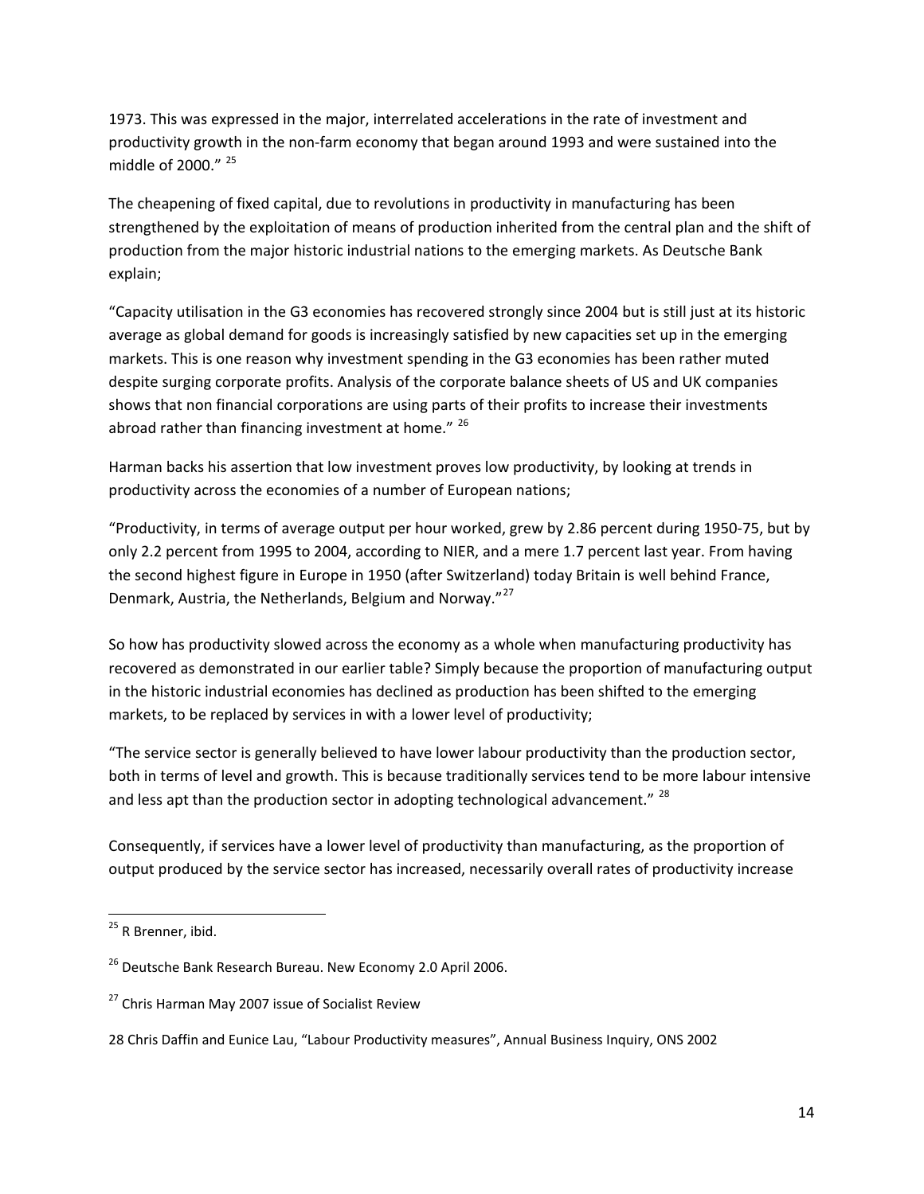1973. This was expressed in the major, interrelated accelerations in the rate of investment and productivity growth in the non-farm economy that began around 1993 and were sustained into the middle of 2000." [25]

The cheapening of fixed capital, due to revolutions in productivity in manufacturing has been strengthened by the exploitation of means of production inherited from the central plan and the shift of production from the major historic industrial nations to the emerging markets. As Deutsche Bank explain;

"Capacity utilisation in the G3 economies has recovered strongly since 2004 but is still just at its historic average as global demand for goods is increasingly satisfied by new capacities set up in the emerging markets. This is one reason why investment spending in the G3 economies has been rather muted despite surging corporate profits. Analysis of the corporate balance sheets of US and UK companies shows that non financial corporations are using parts of their profits to increase their investments abroad rather than financing investment at home." [26]

Harman backs his assertion that low investment proves low productivity, by looking at trends in productivity across the economies of a number of European nations;

"Productivity, in terms of average output per hour worked, grew by 2.86 percent during 1950-75, but by only 2.2 percent from 1995 to 2004, according to NIER, and a mere 1.7 percent last year. From having the second highest figure in Europe in 1950 (after Switzerland) today Britain is well behind France, Denmark, Austria, the Netherlands, Belgium and Norway."[27]

So how has productivity slowed across the economy as a whole when manufacturing productivity has recovered as demonstrated in our earlier table? Simply because the proportion of manufacturing output in the historic industrial economies has declined as production has been shifted to the emerging markets, to be replaced by services in with a lower level of productivity;

"The service sector is generally believed to have lower labour productivity than the production sector, both in terms of level and growth. This is because traditionally services tend to be more labour intensive and less apt than the production sector in adopting technological advancement." [28]

Consequently, if services have a lower level of productivity than manufacturing, as the proportion of output produced by the service sector has increased, necessarily overall rates of productivity increase

---

[25] R Brenner, ibid.

[26] Deutsche Bank Research Bureau. New Economy 2.0 April 2006.

[27] Chris Harman May 2007 issue of Socialist Review

28 Chris Daffin and Eunice Lau, "Labour Productivity measures", Annual Business Inquiry, ONS 2002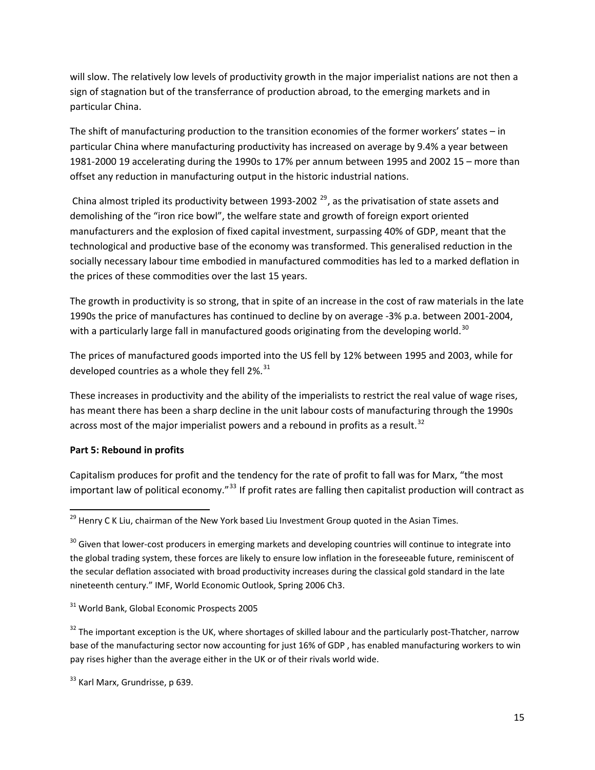will slow. The relatively low levels of productivity growth in the major imperialist nations are not then a sign of stagnation but of the transferrance of production abroad, to the emerging markets and in particular China.

The shift of manufacturing production to the transition economies of the former workers' states – in particular China where manufacturing productivity has increased on average by 9.4% a year between 1981-2000 19 accelerating during the 1990s to 17% per annum between 1995 and 2002 15 – more than offset any reduction in manufacturing output in the historic industrial nations.

China almost tripled its productivity between 1993-2002 [29], as the privatisation of state assets and demolishing of the "iron rice bowl", the welfare state and growth of foreign export oriented manufacturers and the explosion of fixed capital investment, surpassing 40% of GDP, meant that the technological and productive base of the economy was transformed. This generalised reduction in the socially necessary labour time embodied in manufactured commodities has led to a marked deflation in the prices of these commodities over the last 15 years.

The growth in productivity is so strong, that in spite of an increase in the cost of raw materials in the late 1990s the price of manufactures has continued to decline by on average -3% p.a. between 2001-2004, with a particularly large fall in manufactured goods originating from the developing world.[30]

The prices of manufactured goods imported into the US fell by 12% between 1995 and 2003, while for developed countries as a whole they fell 2%.[31]

These increases in productivity and the ability of the imperialists to restrict the real value of wage rises, has meant there has been a sharp decline in the unit labour costs of manufacturing through the 1990s across most of the major imperialist powers and a rebound in profits as a result.[32]

**Part 5: Rebound in profits**

Capitalism produces for profit and the tendency for the rate of profit to fall was for Marx, "the most important law of political economy."[33] If profit rates are falling then capitalist production will contract as

---

[29] Henry C K Liu, chairman of the New York based Liu Investment Group quoted in the Asian Times.

[30] Given that lower-cost producers in emerging markets and developing countries will continue to integrate into the global trading system, these forces are likely to ensure low inflation in the foreseeable future, reminiscent of the secular deflation associated with broad productivity increases during the classical gold standard in the late nineteenth century." IMF, World Economic Outlook, Spring 2006 Ch3.

[31] World Bank, Global Economic Prospects 2005

[32] The important exception is the UK, where shortages of skilled labour and the particularly post-Thatcher, narrow base of the manufacturing sector now accounting for just 16% of GDP , has enabled manufacturing workers to win pay rises higher than the average either in the UK or of their rivals world wide.

[33] Karl Marx, Grundrisse, p 639.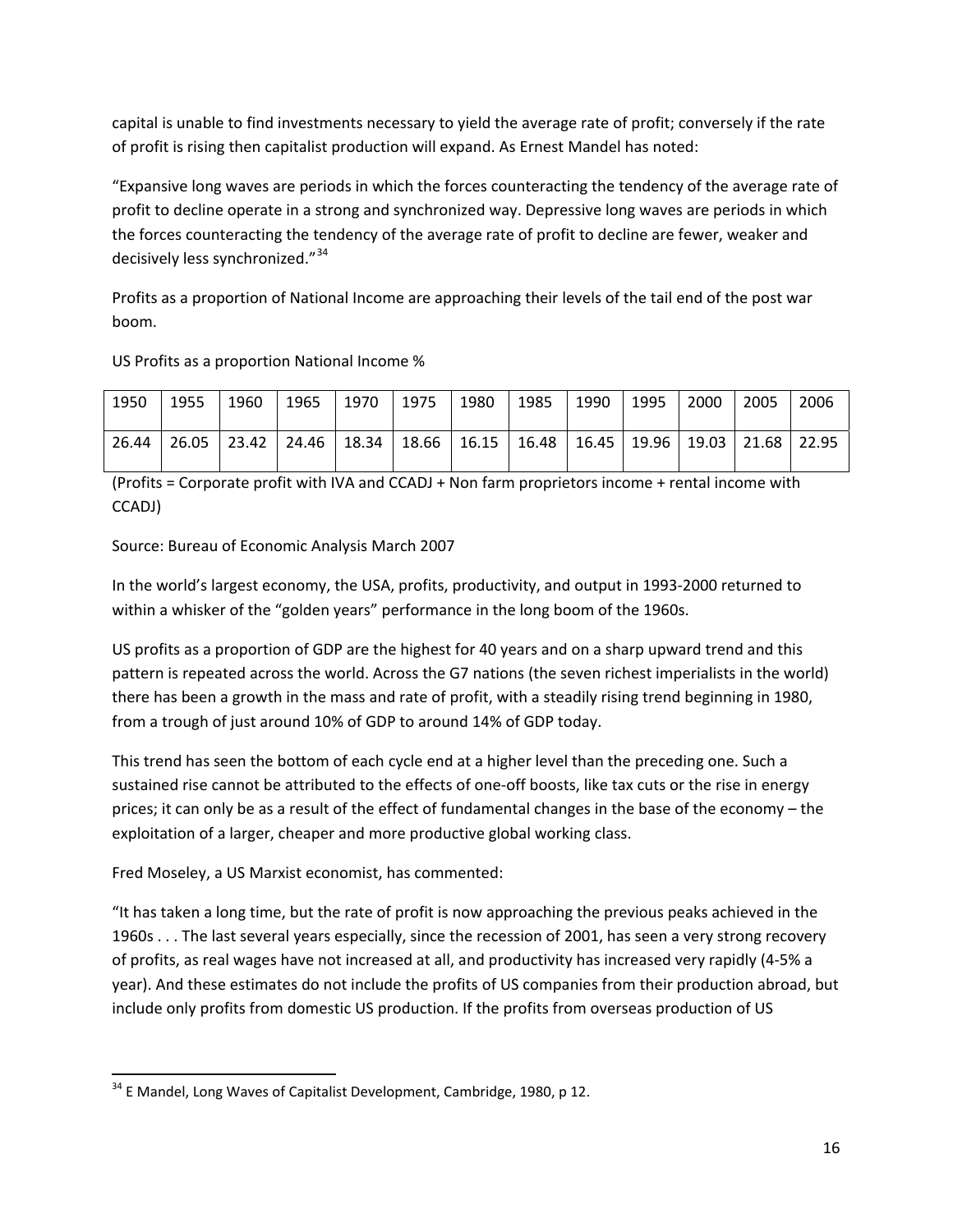capital is unable to find investments necessary to yield the average rate of profit; conversely if the rate of profit is rising then capitalist production will expand. As Ernest Mandel has noted:

"Expansive long waves are periods in which the forces counteracting the tendency of the average rate of profit to decline operate in a strong and synchronized way. Depressive long waves are periods in which the forces counteracting the tendency of the average rate of profit to decline are fewer, weaker and decisively less synchronized."[34]

Profits as a proportion of National Income are approaching their levels of the tail end of the post war boom.

US Profits as a proportion National Income %

| 1950 | 1955 | 1960 | 1965 | 1970 | 1975 | 1980 | 1985 | 1990 | 1995 | 2000 | 2005 | 2006 |
|---|---|---|---|---|---|---|---|---|---|---|---|---|
| 26.44 | 26.05 | 23.42 | 24.46 | 18.34 | 18.66 | 16.15 | 16.48 | 16.45 | 19.96 | 19.03 | 21.68 | 22.95 |

(Profits = Corporate profit with IVA and CCADJ + Non farm proprietors income + rental income with CCADJ)

Source: Bureau of Economic Analysis March 2007

In the world's largest economy, the USA, profits, productivity, and output in 1993-2000 returned to within a whisker of the "golden years" performance in the long boom of the 1960s.

US profits as a proportion of GDP are the highest for 40 years and on a sharp upward trend and this pattern is repeated across the world. Across the G7 nations (the seven richest imperialists in the world) there has been a growth in the mass and rate of profit, with a steadily rising trend beginning in 1980, from a trough of just around 10% of GDP to around 14% of GDP today.

This trend has seen the bottom of each cycle end at a higher level than the preceding one. Such a sustained rise cannot be attributed to the effects of one-off boosts, like tax cuts or the rise in energy prices; it can only be as a result of the effect of fundamental changes in the base of the economy – the exploitation of a larger, cheaper and more productive global working class.

Fred Moseley, a US Marxist economist, has commented:

"It has taken a long time, but the rate of profit is now approaching the previous peaks achieved in the 1960s . . . The last several years especially, since the recession of 2001, has seen a very strong recovery of profits, as real wages have not increased at all, and productivity has increased very rapidly (4-5% a year). And these estimates do not include the profits of US companies from their production abroad, but include only profits from domestic US production. If the profits from overseas production of US

[34] E Mandel, Long Waves of Capitalist Development, Cambridge, 1980, p 12.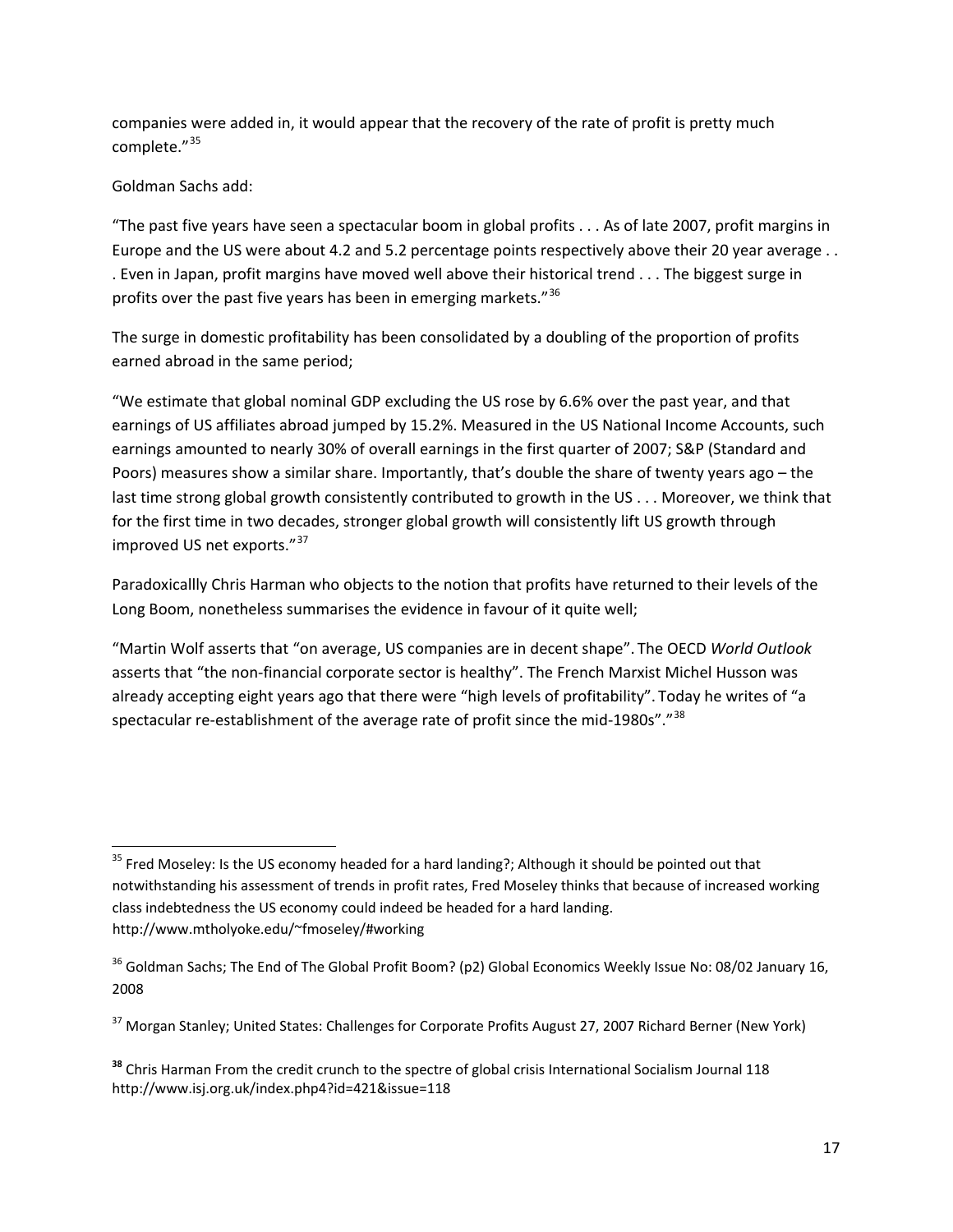companies were added in, it would appear that the recovery of the rate of profit is pretty much complete."[35]

Goldman Sachs add:

"The past five years have seen a spectacular boom in global profits . . . As of late 2007, profit margins in Europe and the US were about 4.2 and 5.2 percentage points respectively above their 20 year average . . . Even in Japan, profit margins have moved well above their historical trend . . . The biggest surge in profits over the past five years has been in emerging markets."[36]

The surge in domestic profitability has been consolidated by a doubling of the proportion of profits earned abroad in the same period;

"We estimate that global nominal GDP excluding the US rose by 6.6% over the past year, and that earnings of US affiliates abroad jumped by 15.2%. Measured in the US National Income Accounts, such earnings amounted to nearly 30% of overall earnings in the first quarter of 2007; S&P (Standard and Poors) measures show a similar share. Importantly, that's double the share of twenty years ago – the last time strong global growth consistently contributed to growth in the US . . . Moreover, we think that for the first time in two decades, stronger global growth will consistently lift US growth through improved US net exports."[37]

Paradoxicallly Chris Harman who objects to the notion that profits have returned to their levels of the Long Boom, nonetheless summarises the evidence in favour of it quite well;

"Martin Wolf asserts that "on average, US companies are in decent shape". The OECD *World Outlook* asserts that "the non-financial corporate sector is healthy". The French Marxist Michel Husson was already accepting eight years ago that there were "high levels of profitability". Today he writes of "a spectacular re-establishment of the average rate of profit since the mid-1980s"."[38]

---

[35] Fred Moseley: Is the US economy headed for a hard landing?; Although it should be pointed out that notwithstanding his assessment of trends in profit rates, Fred Moseley thinks that because of increased working class indebtedness the US economy could indeed be headed for a hard landing. http://www.mtholyoke.edu/~fmoseley/#working

[36] Goldman Sachs; The End of The Global Profit Boom? (p2) Global Economics Weekly Issue No: 08/02 January 16, 2008

[37] Morgan Stanley; United States: Challenges for Corporate Profits August 27, 2007 Richard Berner (New York)

[38] Chris Harman From the credit crunch to the spectre of global crisis International Socialism Journal 118 http://www.isj.org.uk/index.php4?id=421&issue=118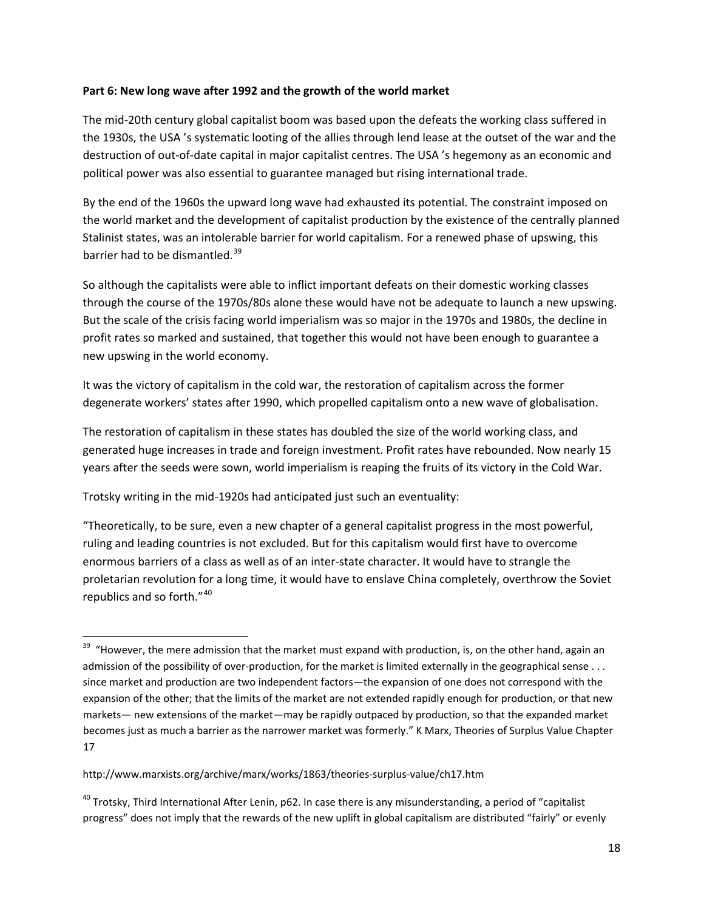**Part 6: New long wave after 1992 and the growth of the world market**

The mid-20th century global capitalist boom was based upon the defeats the working class suffered in the 1930s, the USA 's systematic looting of the allies through lend lease at the outset of the war and the destruction of out-of-date capital in major capitalist centres. The USA 's hegemony as an economic and political power was also essential to guarantee managed but rising international trade.

By the end of the 1960s the upward long wave had exhausted its potential. The constraint imposed on the world market and the development of capitalist production by the existence of the centrally planned Stalinist states, was an intolerable barrier for world capitalism. For a renewed phase of upswing, this barrier had to be dismantled.[39]

So although the capitalists were able to inflict important defeats on their domestic working classes through the course of the 1970s/80s alone these would have not be adequate to launch a new upswing. But the scale of the crisis facing world imperialism was so major in the 1970s and 1980s, the decline in profit rates so marked and sustained, that together this would not have been enough to guarantee a new upswing in the world economy.

It was the victory of capitalism in the cold war, the restoration of capitalism across the former degenerate workers' states after 1990, which propelled capitalism onto a new wave of globalisation.

The restoration of capitalism in these states has doubled the size of the world working class, and generated huge increases in trade and foreign investment. Profit rates have rebounded. Now nearly 15 years after the seeds were sown, world imperialism is reaping the fruits of its victory in the Cold War.

Trotsky writing in the mid-1920s had anticipated just such an eventuality:

"Theoretically, to be sure, even a new chapter of a general capitalist progress in the most powerful, ruling and leading countries is not excluded. But for this capitalism would first have to overcome enormous barriers of a class as well as of an inter-state character. It would have to strangle the proletarian revolution for a long time, it would have to enslave China completely, overthrow the Soviet republics and so forth."[40]

---

[39] "However, the mere admission that the market must expand with production, is, on the other hand, again an admission of the possibility of over-production, for the market is limited externally in the geographical sense . . . since market and production are two independent factors—the expansion of one does not correspond with the expansion of the other; that the limits of the market are not extended rapidly enough for production, or that new markets— new extensions of the market—may be rapidly outpaced by production, so that the expanded market becomes just as much a barrier as the narrower market was formerly." K Marx, Theories of Surplus Value Chapter 17

http://www.marxists.org/archive/marx/works/1863/theories-surplus-value/ch17.htm

[40] Trotsky, Third International After Lenin, p62. In case there is any misunderstanding, a period of "capitalist progress" does not imply that the rewards of the new uplift in global capitalism are distributed "fairly" or evenly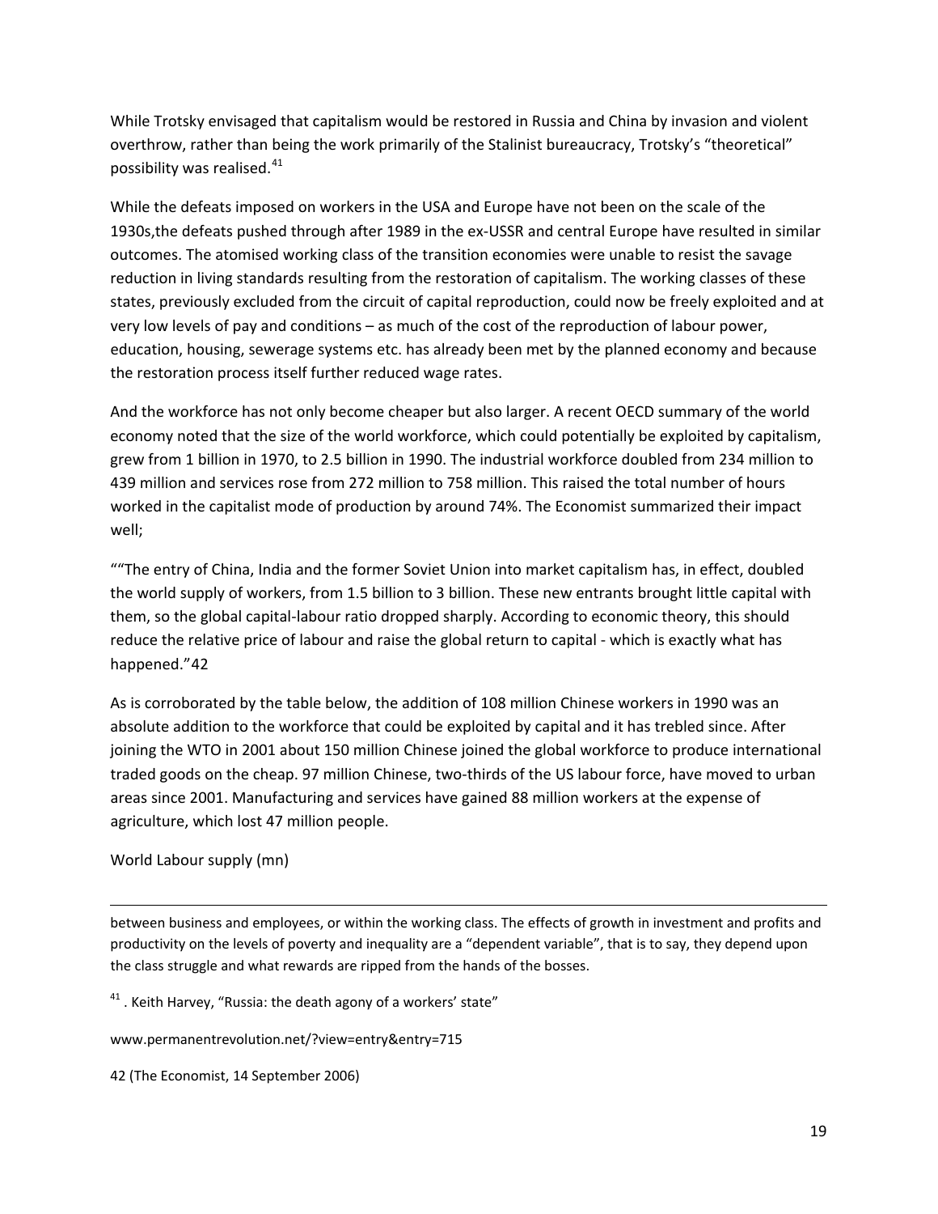While Trotsky envisaged that capitalism would be restored in Russia and China by invasion and violent overthrow, rather than being the work primarily of the Stalinist bureaucracy, Trotsky's "theoretical" possibility was realised.[41]

While the defeats imposed on workers in the USA and Europe have not been on the scale of the 1930s,the defeats pushed through after 1989 in the ex-USSR and central Europe have resulted in similar outcomes. The atomised working class of the transition economies were unable to resist the savage reduction in living standards resulting from the restoration of capitalism. The working classes of these states, previously excluded from the circuit of capital reproduction, could now be freely exploited and at very low levels of pay and conditions – as much of the cost of the reproduction of labour power, education, housing, sewerage systems etc. has already been met by the planned economy and because the restoration process itself further reduced wage rates.

And the workforce has not only become cheaper but also larger. A recent OECD summary of the world economy noted that the size of the world workforce, which could potentially be exploited by capitalism, grew from 1 billion in 1970, to 2.5 billion in 1990. The industrial workforce doubled from 234 million to 439 million and services rose from 272 million to 758 million. This raised the total number of hours worked in the capitalist mode of production by around 74%. The Economist summarized their impact well;

""The entry of China, India and the former Soviet Union into market capitalism has, in effect, doubled the world supply of workers, from 1.5 billion to 3 billion. These new entrants brought little capital with them, so the global capital-labour ratio dropped sharply. According to economic theory, this should reduce the relative price of labour and raise the global return to capital - which is exactly what has happened."42

As is corroborated by the table below, the addition of 108 million Chinese workers in 1990 was an absolute addition to the workforce that could be exploited by capital and it has trebled since. After joining the WTO in 2001 about 150 million Chinese joined the global workforce to produce international traded goods on the cheap. 97 million Chinese, two-thirds of the US labour force, have moved to urban areas since 2001. Manufacturing and services have gained 88 million workers at the expense of agriculture, which lost 47 million people.

World Labour supply (mn)

---

between business and employees, or within the working class. The effects of growth in investment and profits and productivity on the levels of poverty and inequality are a "dependent variable", that is to say, they depend upon the class struggle and what rewards are ripped from the hands of the bosses.

[41] . Keith Harvey, "Russia: the death agony of a workers' state"

www.permanentrevolution.net/?view=entry&entry=715

42 (The Economist, 14 September 2006)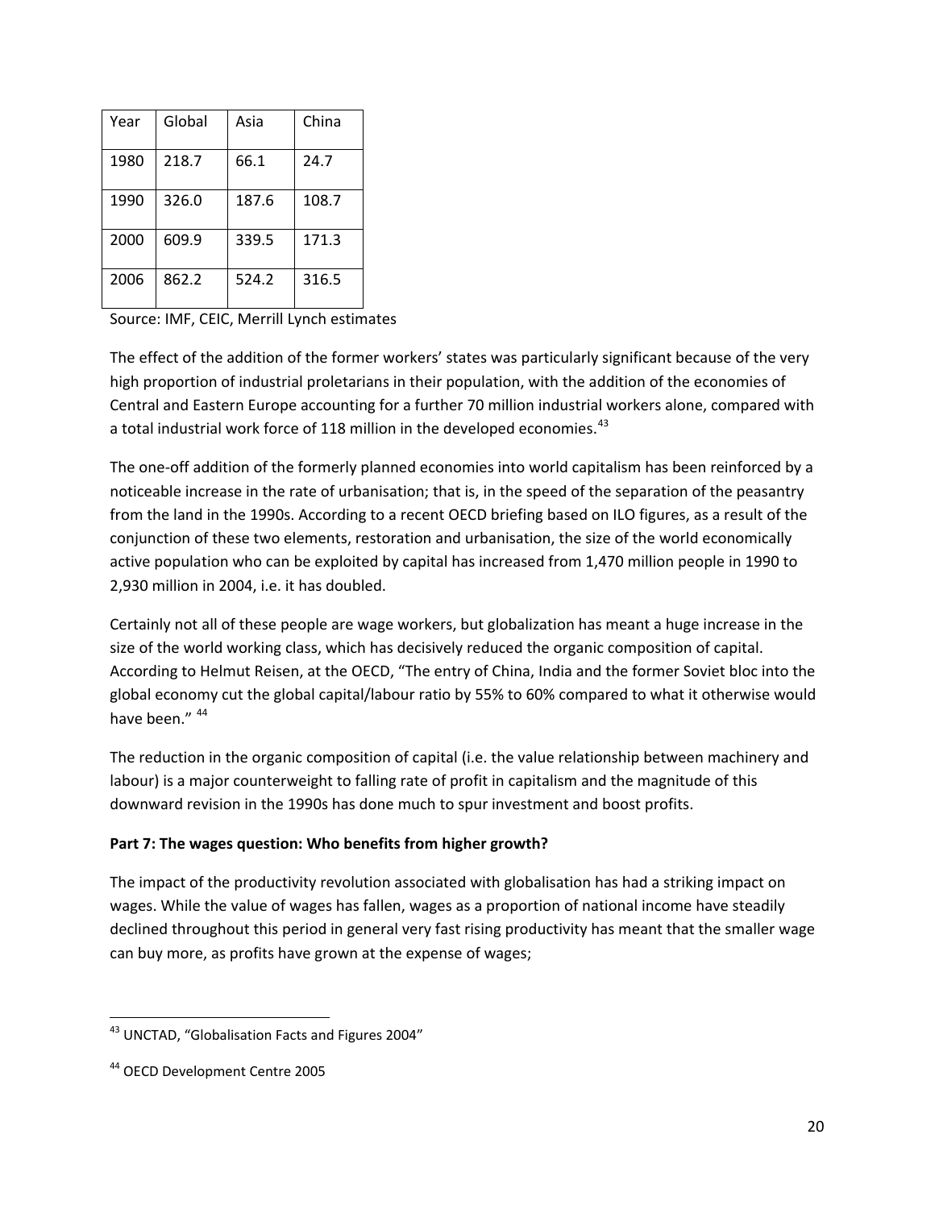| Year | Global | Asia | China |
|---|---|---|---|
| 1980 | 218.7 | 66.1 | 24.7 |
| 1990 | 326.0 | 187.6 | 108.7 |
| 2000 | 609.9 | 339.5 | 171.3 |
| 2006 | 862.2 | 524.2 | 316.5 |

Source: IMF, CEIC, Merrill Lynch estimates

The effect of the addition of the former workers' states was particularly significant because of the very high proportion of industrial proletarians in their population, with the addition of the economies of Central and Eastern Europe accounting for a further 70 million industrial workers alone, compared with a total industrial work force of 118 million in the developed economies.[43]

The one-off addition of the formerly planned economies into world capitalism has been reinforced by a noticeable increase in the rate of urbanisation; that is, in the speed of the separation of the peasantry from the land in the 1990s. According to a recent OECD briefing based on ILO figures, as a result of the conjunction of these two elements, restoration and urbanisation, the size of the world economically active population who can be exploited by capital has increased from 1,470 million people in 1990 to 2,930 million in 2004, i.e. it has doubled.

Certainly not all of these people are wage workers, but globalization has meant a huge increase in the size of the world working class, which has decisively reduced the organic composition of capital. According to Helmut Reisen, at the OECD, "The entry of China, India and the former Soviet bloc into the global economy cut the global capital/labour ratio by 55% to 60% compared to what it otherwise would have been." [44]

The reduction in the organic composition of capital (i.e. the value relationship between machinery and labour) is a major counterweight to falling rate of profit in capitalism and the magnitude of this downward revision in the 1990s has done much to spur investment and boost profits.

**Part 7: The wages question: Who benefits from higher growth?**

The impact of the productivity revolution associated with globalisation has had a striking impact on wages. While the value of wages has fallen, wages as a proportion of national income have steadily declined throughout this period in general very fast rising productivity has meant that the smaller wage can buy more, as profits have grown at the expense of wages;

[43] UNCTAD, "Globalisation Facts and Figures 2004"

[44] OECD Development Centre 2005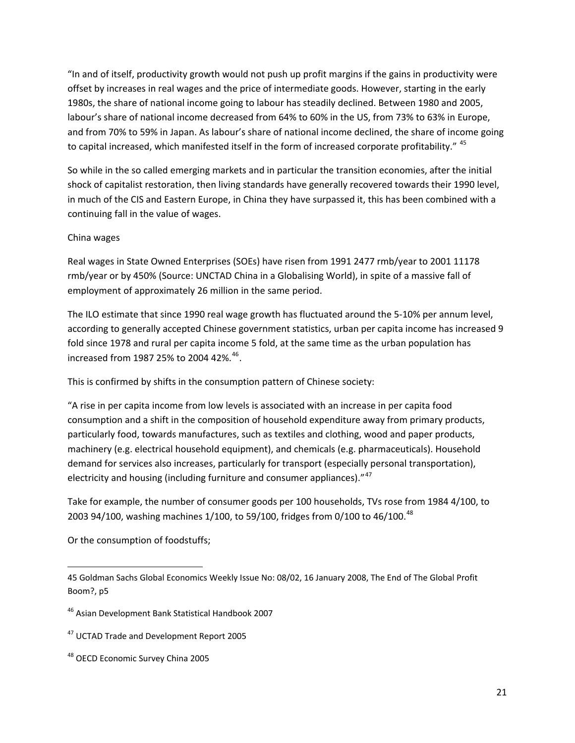"In and of itself, productivity growth would not push up profit margins if the gains in productivity were offset by increases in real wages and the price of intermediate goods. However, starting in the early 1980s, the share of national income going to labour has steadily declined. Between 1980 and 2005, labour's share of national income decreased from 64% to 60% in the US, from 73% to 63% in Europe, and from 70% to 59% in Japan. As labour's share of national income declined, the share of income going to capital increased, which manifested itself in the form of increased corporate profitability." [45]

So while in the so called emerging markets and in particular the transition economies, after the initial shock of capitalist restoration, then living standards have generally recovered towards their 1990 level, in much of the CIS and Eastern Europe, in China they have surpassed it, this has been combined with a continuing fall in the value of wages.

China wages

Real wages in State Owned Enterprises (SOEs) have risen from 1991 2477 rmb/year to 2001 11178 rmb/year or by 450% (Source: UNCTAD China in a Globalising World), in spite of a massive fall of employment of approximately 26 million in the same period.

The ILO estimate that since 1990 real wage growth has fluctuated around the 5-10% per annum level, according to generally accepted Chinese government statistics, urban per capita income has increased 9 fold since 1978 and rural per capita income 5 fold, at the same time as the urban population has increased from 1987 25% to 2004 42%.[46].

This is confirmed by shifts in the consumption pattern of Chinese society:

"A rise in per capita income from low levels is associated with an increase in per capita food consumption and a shift in the composition of household expenditure away from primary products, particularly food, towards manufactures, such as textiles and clothing, wood and paper products, machinery (e.g. electrical household equipment), and chemicals (e.g. pharmaceuticals). Household demand for services also increases, particularly for transport (especially personal transportation), electricity and housing (including furniture and consumer appliances)."[47]

Take for example, the number of consumer goods per 100 households, TVs rose from 1984 4/100, to 2003 94/100, washing machines 1/100, to 59/100, fridges from 0/100 to 46/100.[48]

Or the consumption of foodstuffs;

---

45 Goldman Sachs Global Economics Weekly Issue No: 08/02, 16 January 2008, The End of The Global Profit Boom?, p5

46 Asian Development Bank Statistical Handbook 2007

47 UCTAD Trade and Development Report 2005

48 OECD Economic Survey China 2005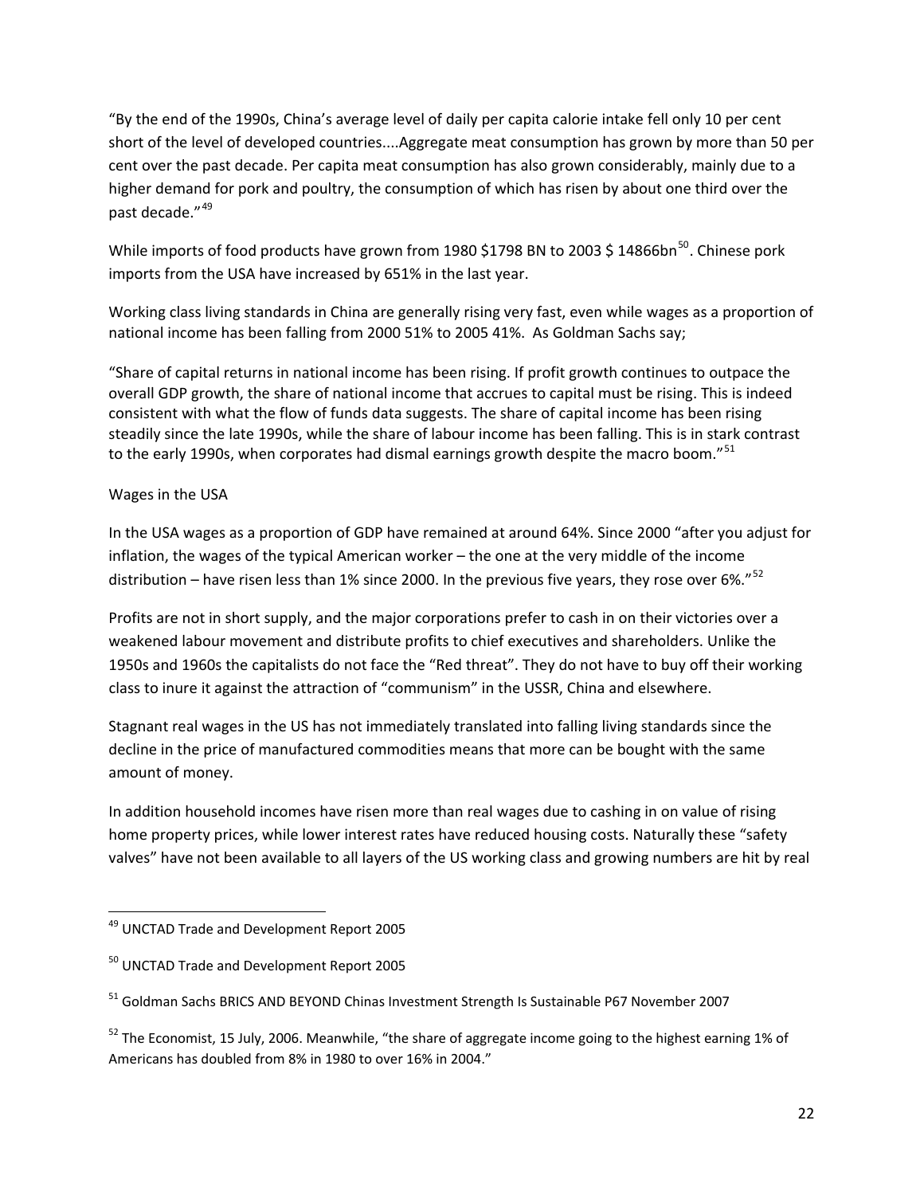"By the end of the 1990s, China's average level of daily per capita calorie intake fell only 10 per cent short of the level of developed countries....Aggregate meat consumption has grown by more than 50 per cent over the past decade. Per capita meat consumption has also grown considerably, mainly due to a higher demand for pork and poultry, the consumption of which has risen by about one third over the past decade."[49]

While imports of food products have grown from 1980 $1798 BN to 2003 $ 14866bn[50]. Chinese pork imports from the USA have increased by 651% in the last year.

Working class living standards in China are generally rising very fast, even while wages as a proportion of national income has been falling from 2000 51% to 2005 41%. As Goldman Sachs say;

"Share of capital returns in national income has been rising. If profit growth continues to outpace the overall GDP growth, the share of national income that accrues to capital must be rising. This is indeed consistent with what the flow of funds data suggests. The share of capital income has been rising steadily since the late 1990s, while the share of labour income has been falling. This is in stark contrast to the early 1990s, when corporates had dismal earnings growth despite the macro boom."[51]

Wages in the USA

In the USA wages as a proportion of GDP have remained at around 64%. Since 2000 "after you adjust for inflation, the wages of the typical American worker – the one at the very middle of the income distribution – have risen less than 1% since 2000. In the previous five years, they rose over 6%."[52]

Profits are not in short supply, and the major corporations prefer to cash in on their victories over a weakened labour movement and distribute profits to chief executives and shareholders. Unlike the 1950s and 1960s the capitalists do not face the "Red threat". They do not have to buy off their working class to inure it against the attraction of "communism" in the USSR, China and elsewhere.

Stagnant real wages in the US has not immediately translated into falling living standards since the decline in the price of manufactured commodities means that more can be bought with the same amount of money.

In addition household incomes have risen more than real wages due to cashing in on value of rising home property prices, while lower interest rates have reduced housing costs. Naturally these "safety valves" have not been available to all layers of the US working class and growing numbers are hit by real

---

[49] UNCTAD Trade and Development Report 2005

[50] UNCTAD Trade and Development Report 2005

[51] Goldman Sachs BRICS AND BEYOND Chinas Investment Strength Is Sustainable P67 November 2007

[52] The Economist, 15 July, 2006. Meanwhile, "the share of aggregate income going to the highest earning 1% of Americans has doubled from 8% in 1980 to over 16% in 2004."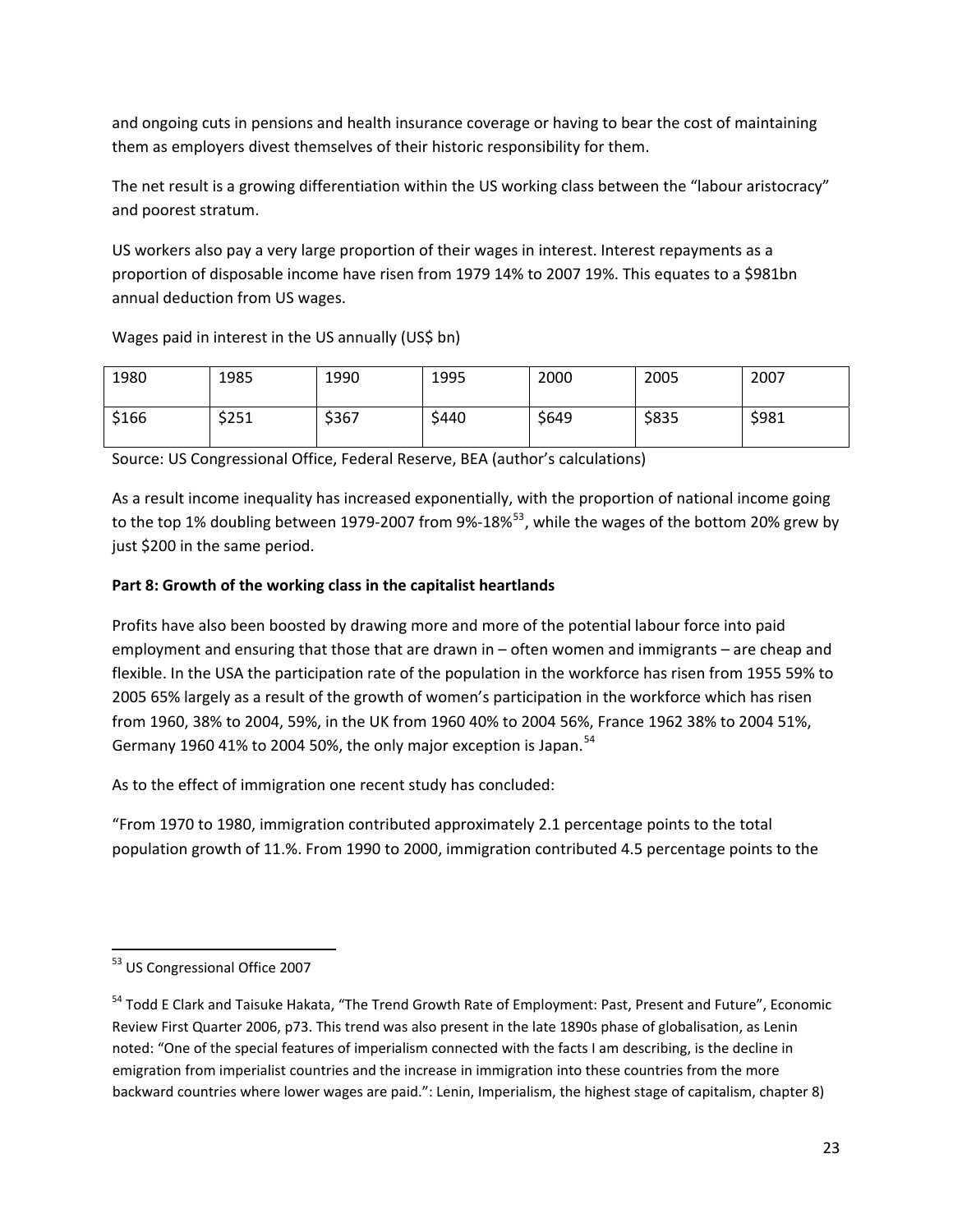and ongoing cuts in pensions and health insurance coverage or having to bear the cost of maintaining them as employers divest themselves of their historic responsibility for them.

The net result is a growing differentiation within the US working class between the "labour aristocracy" and poorest stratum.

US workers also pay a very large proportion of their wages in interest. Interest repayments as a proportion of disposable income have risen from 1979 14% to 2007 19%. This equates to a $981bn annual deduction from US wages.

Wages paid in interest in the US annually (US$ bn)

| 1980 | 1985 | 1990 | 1995 | 2000 | 2005 | 2007 |
|---|---|---|---|---|---|---|
| $166 | $251 | $367 | $440 | $649 | $835 | $981 |

Source: US Congressional Office, Federal Reserve, BEA (author's calculations)

As a result income inequality has increased exponentially, with the proportion of national income going to the top 1% doubling between 1979-2007 from 9%-18%[53], while the wages of the bottom 20% grew by just $200 in the same period.

**Part 8: Growth of the working class in the capitalist heartlands**

Profits have also been boosted by drawing more and more of the potential labour force into paid employment and ensuring that those that are drawn in – often women and immigrants – are cheap and flexible. In the USA the participation rate of the population in the workforce has risen from 1955 59% to 2005 65% largely as a result of the growth of women's participation in the workforce which has risen from 1960, 38% to 2004, 59%, in the UK from 1960 40% to 2004 56%, France 1962 38% to 2004 51%, Germany 1960 41% to 2004 50%, the only major exception is Japan.[54]

As to the effect of immigration one recent study has concluded:

"From 1970 to 1980, immigration contributed approximately 2.1 percentage points to the total population growth of 11.%. From 1990 to 2000, immigration contributed 4.5 percentage points to the

---

[53] US Congressional Office 2007

[54] Todd E Clark and Taisuke Hakata, "The Trend Growth Rate of Employment: Past, Present and Future", Economic Review First Quarter 2006, p73. This trend was also present in the late 1890s phase of globalisation, as Lenin noted: "One of the special features of imperialism connected with the facts I am describing, is the decline in emigration from imperialist countries and the increase in immigration into these countries from the more backward countries where lower wages are paid.": Lenin, Imperialism, the highest stage of capitalism, chapter 8)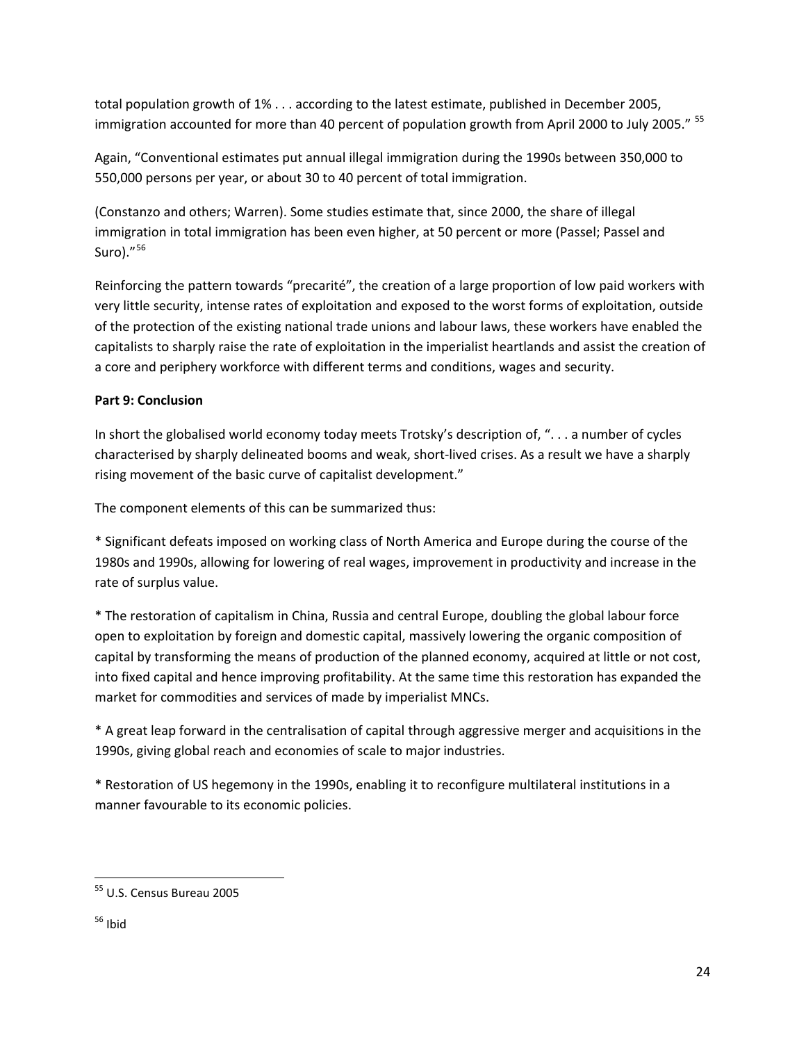total population growth of 1% . . . according to the latest estimate, published in December 2005, immigration accounted for more than 40 percent of population growth from April 2000 to July 2005." [55]

Again, "Conventional estimates put annual illegal immigration during the 1990s between 350,000 to 550,000 persons per year, or about 30 to 40 percent of total immigration.

(Constanzo and others; Warren). Some studies estimate that, since 2000, the share of illegal immigration in total immigration has been even higher, at 50 percent or more (Passel; Passel and Suro)." [56]

Reinforcing the pattern towards "precarité", the creation of a large proportion of low paid workers with very little security, intense rates of exploitation and exposed to the worst forms of exploitation, outside of the protection of the existing national trade unions and labour laws, these workers have enabled the capitalists to sharply raise the rate of exploitation in the imperialist heartlands and assist the creation of a core and periphery workforce with different terms and conditions, wages and security.

**Part 9: Conclusion**

In short the globalised world economy today meets Trotsky's description of, ". . . a number of cycles characterised by sharply delineated booms and weak, short-lived crises. As a result we have a sharply rising movement of the basic curve of capitalist development."

The component elements of this can be summarized thus:

* Significant defeats imposed on working class of North America and Europe during the course of the 1980s and 1990s, allowing for lowering of real wages, improvement in productivity and increase in the rate of surplus value.

* The restoration of capitalism in China, Russia and central Europe, doubling the global labour force open to exploitation by foreign and domestic capital, massively lowering the organic composition of capital by transforming the means of production of the planned economy, acquired at little or not cost, into fixed capital and hence improving profitability. At the same time this restoration has expanded the market for commodities and services of made by imperialist MNCs.

* A great leap forward in the centralisation of capital through aggressive merger and acquisitions in the 1990s, giving global reach and economies of scale to major industries.

* Restoration of US hegemony in the 1990s, enabling it to reconfigure multilateral institutions in a manner favourable to its economic policies.

---

[55] U.S. Census Bureau 2005

[56] Ibid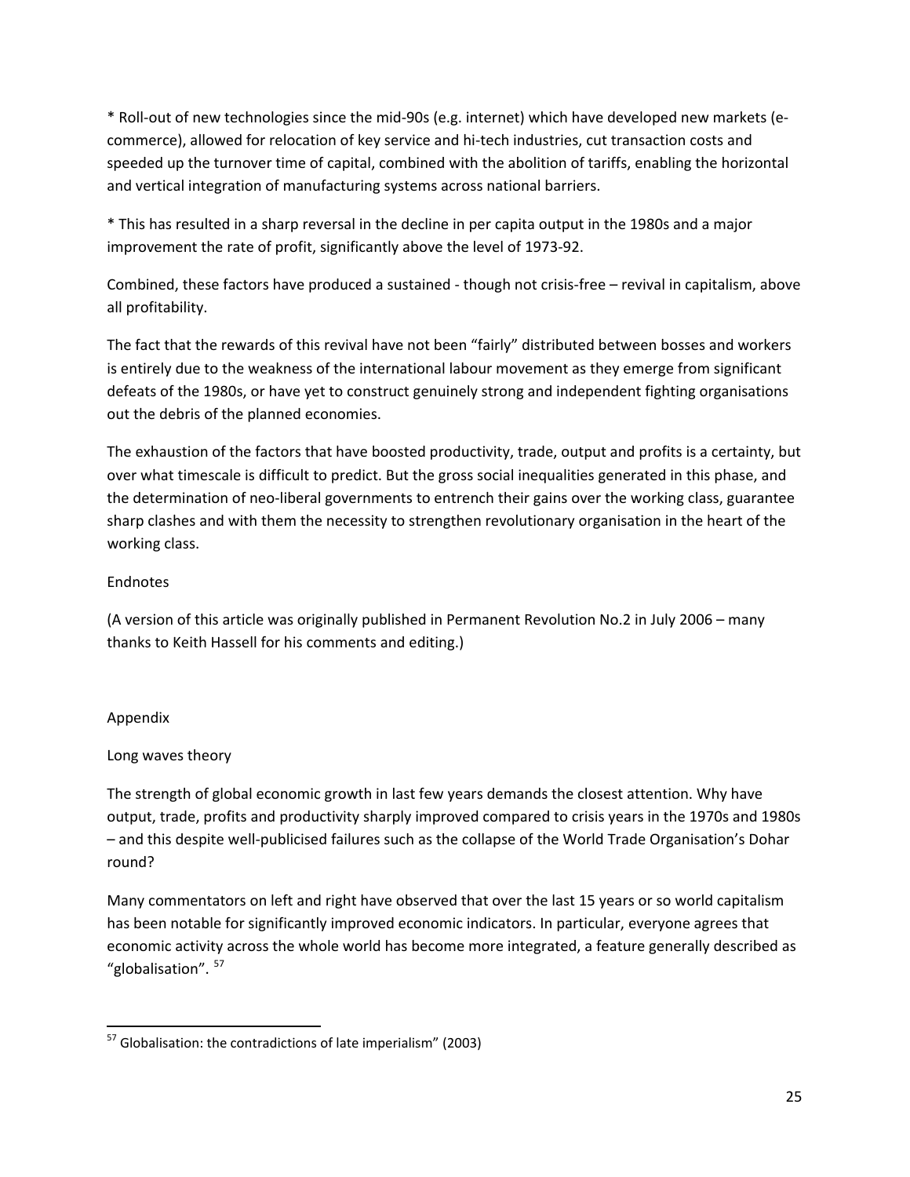* Roll-out of new technologies since the mid-90s (e.g. internet) which have developed new markets (e-commerce), allowed for relocation of key service and hi-tech industries, cut transaction costs and speeded up the turnover time of capital, combined with the abolition of tariffs, enabling the horizontal and vertical integration of manufacturing systems across national barriers.

* This has resulted in a sharp reversal in the decline in per capita output in the 1980s and a major improvement the rate of profit, significantly above the level of 1973-92.

Combined, these factors have produced a sustained - though not crisis-free – revival in capitalism, above all profitability.

The fact that the rewards of this revival have not been “fairly” distributed between bosses and workers is entirely due to the weakness of the international labour movement as they emerge from significant defeats of the 1980s, or have yet to construct genuinely strong and independent fighting organisations out the debris of the planned economies.

The exhaustion of the factors that have boosted productivity, trade, output and profits is a certainty, but over what timescale is difficult to predict. But the gross social inequalities generated in this phase, and the determination of neo-liberal governments to entrench their gains over the working class, guarantee sharp clashes and with them the necessity to strengthen revolutionary organisation in the heart of the working class.

Endnotes

(A version of this article was originally published in Permanent Revolution No.2 in July 2006 – many thanks to Keith Hassell for his comments and editing.)

Appendix

Long waves theory

The strength of global economic growth in last few years demands the closest attention. Why have output, trade, profits and productivity sharply improved compared to crisis years in the 1970s and 1980s – and this despite well-publicised failures such as the collapse of the World Trade Organisation’s Dohar round?

Many commentators on left and right have observed that over the last 15 years or so world capitalism has been notable for significantly improved economic indicators. In particular, everyone agrees that economic activity across the whole world has become more integrated, a feature generally described as “globalisation”. [57]

[57] Globalisation: the contradictions of late imperialism” (2003)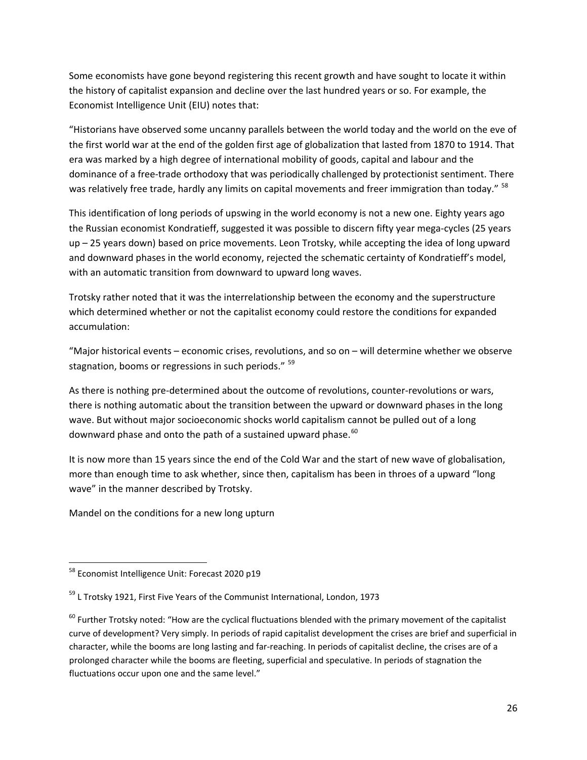Some economists have gone beyond registering this recent growth and have sought to locate it within the history of capitalist expansion and decline over the last hundred years or so. For example, the Economist Intelligence Unit (EIU) notes that:

"Historians have observed some uncanny parallels between the world today and the world on the eve of the first world war at the end of the golden first age of globalization that lasted from 1870 to 1914. That era was marked by a high degree of international mobility of goods, capital and labour and the dominance of a free-trade orthodoxy that was periodically challenged by protectionist sentiment. There was relatively free trade, hardly any limits on capital movements and freer immigration than today." [58]

This identification of long periods of upswing in the world economy is not a new one. Eighty years ago the Russian economist Kondratieff, suggested it was possible to discern fifty year mega-cycles (25 years up – 25 years down) based on price movements. Leon Trotsky, while accepting the idea of long upward and downward phases in the world economy, rejected the schematic certainty of Kondratieff's model, with an automatic transition from downward to upward long waves.

Trotsky rather noted that it was the interrelationship between the economy and the superstructure which determined whether or not the capitalist economy could restore the conditions for expanded accumulation:

"Major historical events – economic crises, revolutions, and so on – will determine whether we observe stagnation, booms or regressions in such periods." [59]

As there is nothing pre-determined about the outcome of revolutions, counter-revolutions or wars, there is nothing automatic about the transition between the upward or downward phases in the long wave. But without major socioeconomic shocks world capitalism cannot be pulled out of a long downward phase and onto the path of a sustained upward phase.[60]

It is now more than 15 years since the end of the Cold War and the start of new wave of globalisation, more than enough time to ask whether, since then, capitalism has been in throes of a upward "long wave" in the manner described by Trotsky.

Mandel on the conditions for a new long upturn

---

[58] Economist Intelligence Unit: Forecast 2020 p19

[59] L Trotsky 1921, First Five Years of the Communist International, London, 1973

[60] Further Trotsky noted: "How are the cyclical fluctuations blended with the primary movement of the capitalist curve of development? Very simply. In periods of rapid capitalist development the crises are brief and superficial in character, while the booms are long lasting and far-reaching. In periods of capitalist decline, the crises are of a prolonged character while the booms are fleeting, superficial and speculative. In periods of stagnation the fluctuations occur upon one and the same level."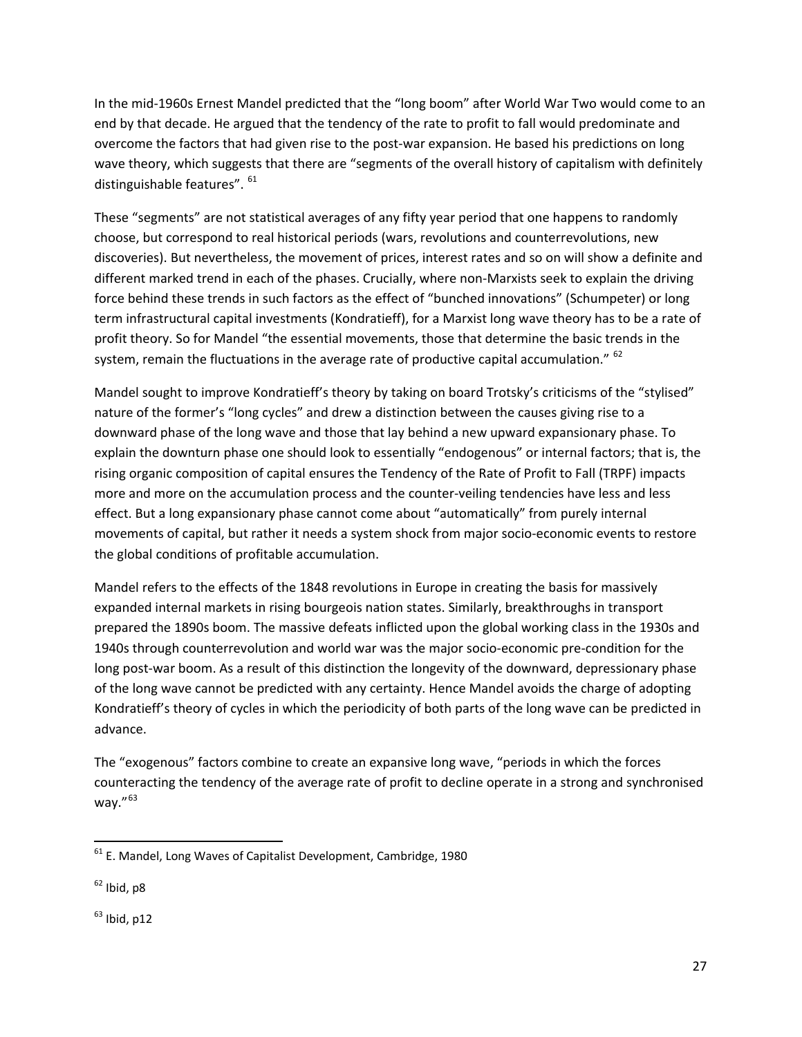In the mid-1960s Ernest Mandel predicted that the "long boom" after World War Two would come to an end by that decade. He argued that the tendency of the rate to profit to fall would predominate and overcome the factors that had given rise to the post-war expansion. He based his predictions on long wave theory, which suggests that there are "segments of the overall history of capitalism with definitely distinguishable features". [61]

These "segments" are not statistical averages of any fifty year period that one happens to randomly choose, but correspond to real historical periods (wars, revolutions and counterrevolutions, new discoveries). But nevertheless, the movement of prices, interest rates and so on will show a definite and different marked trend in each of the phases. Crucially, where non-Marxists seek to explain the driving force behind these trends in such factors as the effect of "bunched innovations" (Schumpeter) or long term infrastructural capital investments (Kondratieff), for a Marxist long wave theory has to be a rate of profit theory. So for Mandel "the essential movements, those that determine the basic trends in the system, remain the fluctuations in the average rate of productive capital accumulation." [62]

Mandel sought to improve Kondratieff's theory by taking on board Trotsky's criticisms of the "stylised" nature of the former's "long cycles" and drew a distinction between the causes giving rise to a downward phase of the long wave and those that lay behind a new upward expansionary phase. To explain the downturn phase one should look to essentially "endogenous" or internal factors; that is, the rising organic composition of capital ensures the Tendency of the Rate of Profit to Fall (TRPF) impacts more and more on the accumulation process and the counter-veiling tendencies have less and less effect. But a long expansionary phase cannot come about "automatically" from purely internal movements of capital, but rather it needs a system shock from major socio-economic events to restore the global conditions of profitable accumulation.

Mandel refers to the effects of the 1848 revolutions in Europe in creating the basis for massively expanded internal markets in rising bourgeois nation states. Similarly, breakthroughs in transport prepared the 1890s boom. The massive defeats inflicted upon the global working class in the 1930s and 1940s through counterrevolution and world war was the major socio-economic pre-condition for the long post-war boom. As a result of this distinction the longevity of the downward, depressionary phase of the long wave cannot be predicted with any certainty. Hence Mandel avoids the charge of adopting Kondratieff's theory of cycles in which the periodicity of both parts of the long wave can be predicted in advance.

The "exogenous" factors combine to create an expansive long wave, "periods in which the forces counteracting the tendency of the average rate of profit to decline operate in a strong and synchronised way."[63]

---

[61] E. Mandel, Long Waves of Capitalist Development, Cambridge, 1980

[62] Ibid, p8

[63] Ibid, p12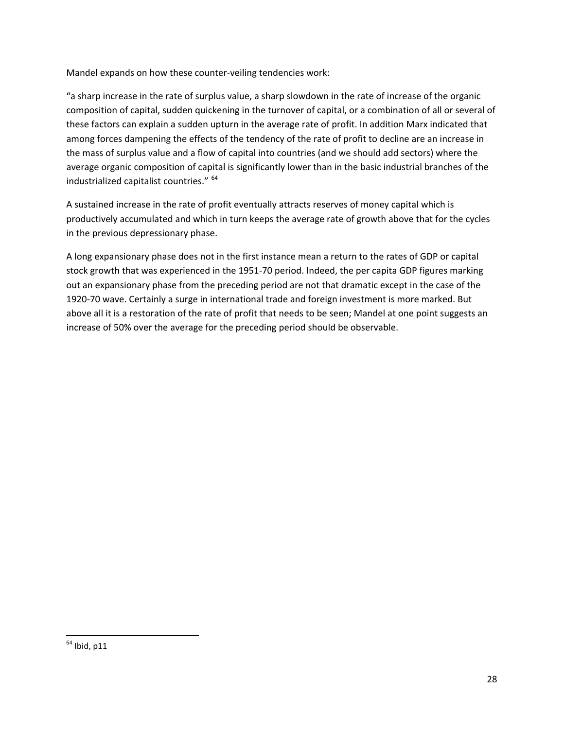Mandel expands on how these counter-veiling tendencies work:

"a sharp increase in the rate of surplus value, a sharp slowdown in the rate of increase of the organic composition of capital, sudden quickening in the turnover of capital, or a combination of all or several of these factors can explain a sudden upturn in the average rate of profit. In addition Marx indicated that among forces dampening the effects of the tendency of the rate of profit to decline are an increase in the mass of surplus value and a flow of capital into countries (and we should add sectors) where the average organic composition of capital is significantly lower than in the basic industrial branches of the industrialized capitalist countries." [64]

A sustained increase in the rate of profit eventually attracts reserves of money capital which is productively accumulated and which in turn keeps the average rate of growth above that for the cycles in the previous depressionary phase.

A long expansionary phase does not in the first instance mean a return to the rates of GDP or capital stock growth that was experienced in the 1951-70 period. Indeed, the per capita GDP figures marking out an expansionary phase from the preceding period are not that dramatic except in the case of the 1920-70 wave. Certainly a surge in international trade and foreign investment is more marked. But above all it is a restoration of the rate of profit that needs to be seen; Mandel at one point suggests an increase of 50% over the average for the preceding period should be observable.

[64] Ibid, p11